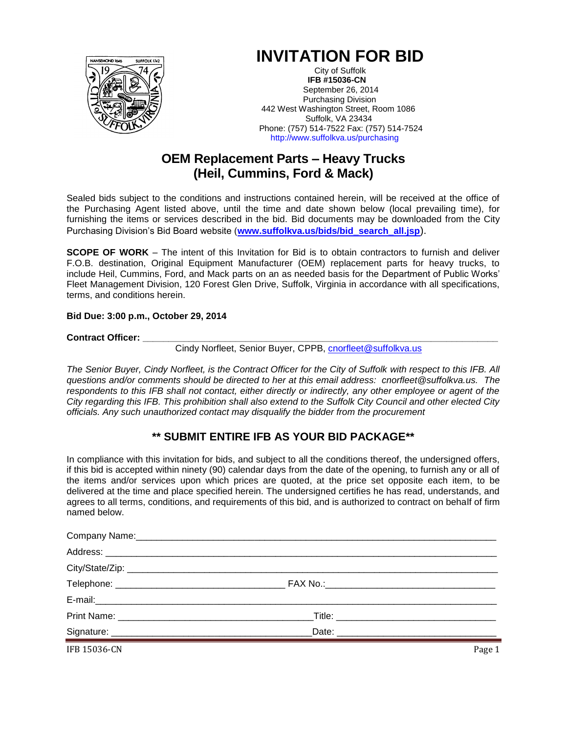# INVITATION FOR BID

City of Suffolk
**IFB #15036-CN**
September 26, 2014
Purchasing Division
442 West Washington Street, Room 1086
Suffolk, VA 23434
Phone: (757) 514-7522 Fax: (757) 514-7524
http://www.suffolkva.us/purchasing

## OEM Replacement Parts – Heavy Trucks (Heil, Cummins, Ford & Mack)

Sealed bids subject to the conditions and instructions contained herein, will be received at the office of the Purchasing Agent listed above, until the time and date shown below (local prevailing time), for furnishing the items or services described in the bid. Bid documents may be downloaded from the City Purchasing Division's Bid Board website (**www.suffolkva.us/bids/bid_search_all.jsp**).

**SCOPE OF WORK** – The intent of this Invitation for Bid is to obtain contractors to furnish and deliver F.O.B. destination, Original Equipment Manufacturer (OEM) replacement parts for heavy trucks, to include Heil, Cummins, Ford, and Mack parts on an as needed basis for the Department of Public Works' Fleet Management Division, 120 Forest Glen Drive, Suffolk, Virginia in accordance with all specifications, terms, and conditions herein.

**Bid Due: 3:00 p.m., October 29, 2014**

**Contract Officer:** ______________________________________________
Cindy Norfleet, Senior Buyer, CPPB, cnorfleet@suffolkva.us

*The Senior Buyer, Cindy Norfleet, is the Contract Officer for the City of Suffolk with respect to this IFB. All questions and/or comments should be directed to her at this email address: cnorfleet@suffolkva.us. The respondents to this IFB shall not contact, either directly or indirectly, any other employee or agent of the City regarding this IFB. This prohibition shall also extend to the Suffolk City Council and other elected City officials. Any such unauthorized contact may disqualify the bidder from the procurement*

### ** SUBMIT ENTIRE IFB AS YOUR BID PACKAGE**

In compliance with this invitation for bids, and subject to all the conditions thereof, the undersigned offers, if this bid is accepted within ninety (90) calendar days from the date of the opening, to furnish any or all of the items and/or services upon which prices are quoted, at the price set opposite each item, to be delivered at the time and place specified herein. The undersigned certifies he has read, understands, and agrees to all terms, conditions, and requirements of this bid, and is authorized to contract on behalf of firm named below.

Company Name:______________________________________________________

Address: ___________________________________________________________

City/State/Zip: ______________________________________________________

Telephone: ____________________________ FAX No.:____________________________

E-mail:______________________________________________________________

Print Name: ________________________________ Title: ____________________________

Signature: _________________________________ Date: ____________________________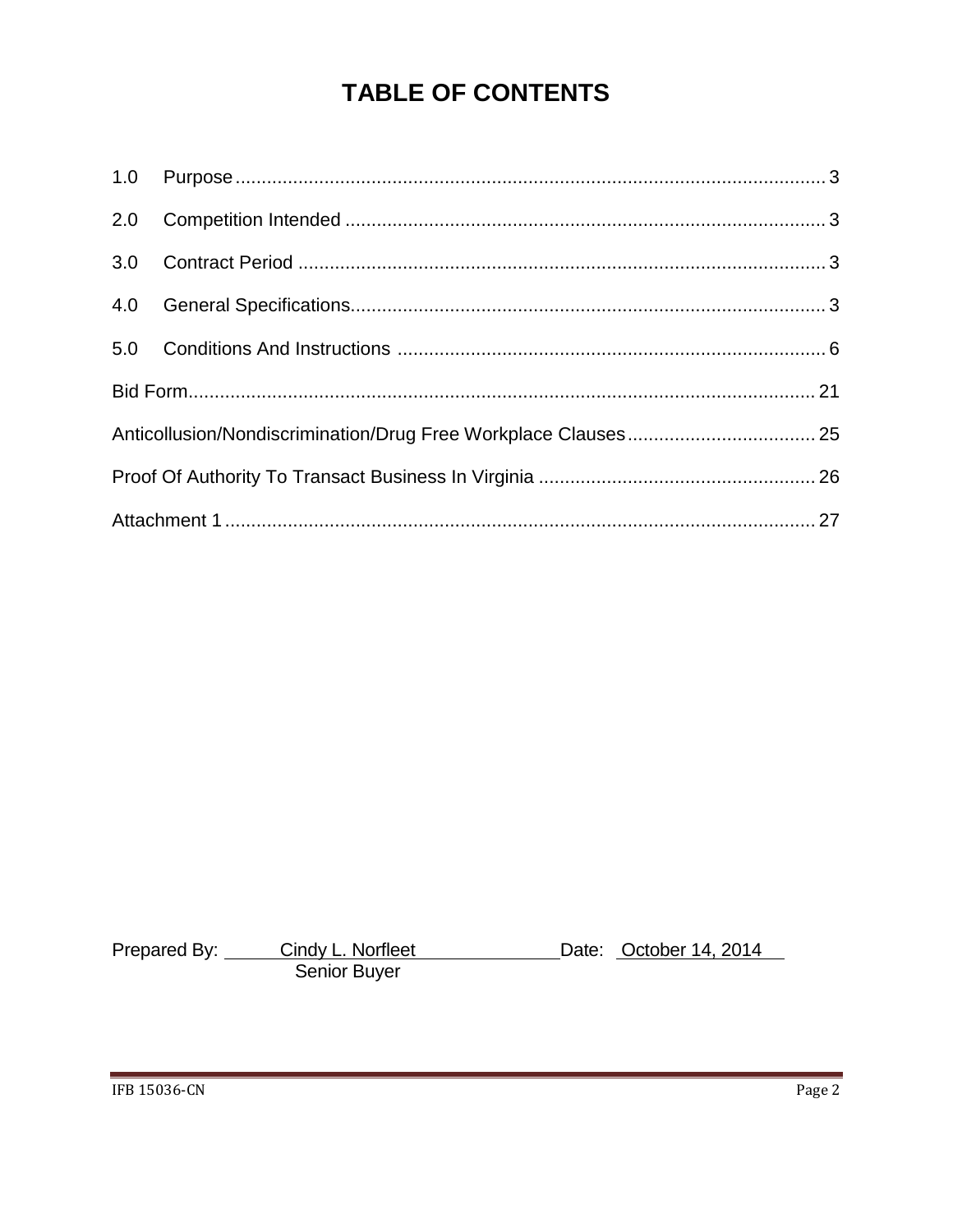# TABLE OF CONTENTS

1.0 Purpose ................................................................ 3

2.0 Competition Intended ................................................................ 3

3.0 Contract Period ................................................................ 3

4.0 General Specifications................................................................ 3

5.0 Conditions And Instructions ................................................................ 6

Bid Form................................................................ 21

Anticollusion/Nondiscrimination/Drug Free Workplace Clauses ................................................................ 25

Proof Of Authority To Transact Business In Virginia ................................................................ 26

Attachment 1 ................................................................ 27

Prepared By: Cindy L. Norfleet Date: October 14, 2014
Senior Buyer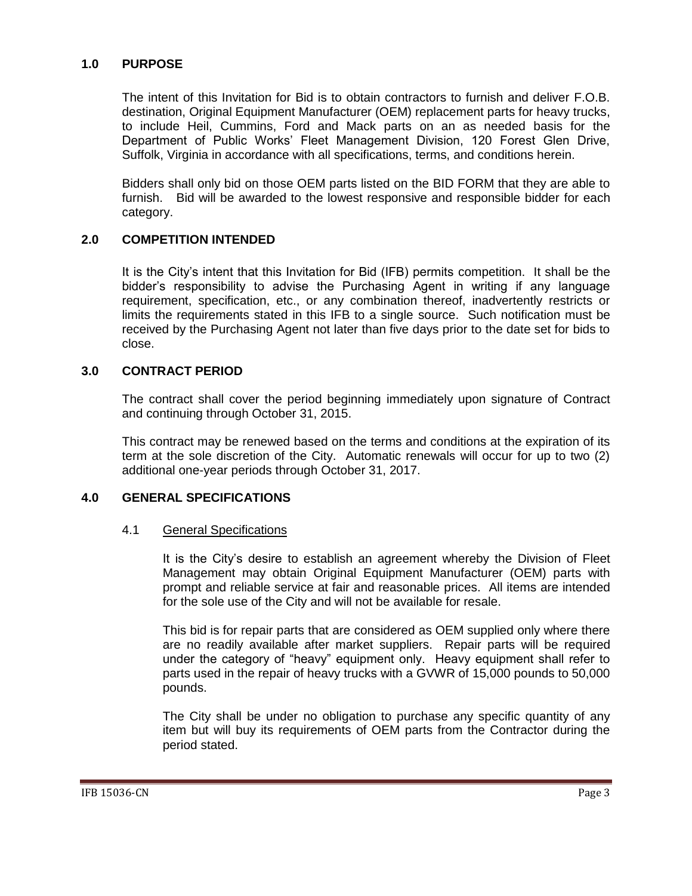## 1.0 PURPOSE

The intent of this Invitation for Bid is to obtain contractors to furnish and deliver F.O.B. destination, Original Equipment Manufacturer (OEM) replacement parts for heavy trucks, to include Heil, Cummins, Ford and Mack parts on an as needed basis for the Department of Public Works' Fleet Management Division, 120 Forest Glen Drive, Suffolk, Virginia in accordance with all specifications, terms, and conditions herein.

Bidders shall only bid on those OEM parts listed on the BID FORM that they are able to furnish. Bid will be awarded to the lowest responsive and responsible bidder for each category.

## 2.0 COMPETITION INTENDED

It is the City's intent that this Invitation for Bid (IFB) permits competition. It shall be the bidder's responsibility to advise the Purchasing Agent in writing if any language requirement, specification, etc., or any combination thereof, inadvertently restricts or limits the requirements stated in this IFB to a single source. Such notification must be received by the Purchasing Agent not later than five days prior to the date set for bids to close.

## 3.0 CONTRACT PERIOD

The contract shall cover the period beginning immediately upon signature of Contract and continuing through October 31, 2015.

This contract may be renewed based on the terms and conditions at the expiration of its term at the sole discretion of the City. Automatic renewals will occur for up to two (2) additional one-year periods through October 31, 2017.

## 4.0 GENERAL SPECIFICATIONS

### 4.1 General Specifications

It is the City's desire to establish an agreement whereby the Division of Fleet Management may obtain Original Equipment Manufacturer (OEM) parts with prompt and reliable service at fair and reasonable prices. All items are intended for the sole use of the City and will not be available for resale.

This bid is for repair parts that are considered as OEM supplied only where there are no readily available after market suppliers. Repair parts will be required under the category of "heavy" equipment only. Heavy equipment shall refer to parts used in the repair of heavy trucks with a GVWR of 15,000 pounds to 50,000 pounds.

The City shall be under no obligation to purchase any specific quantity of any item but will buy its requirements of OEM parts from the Contractor during the period stated.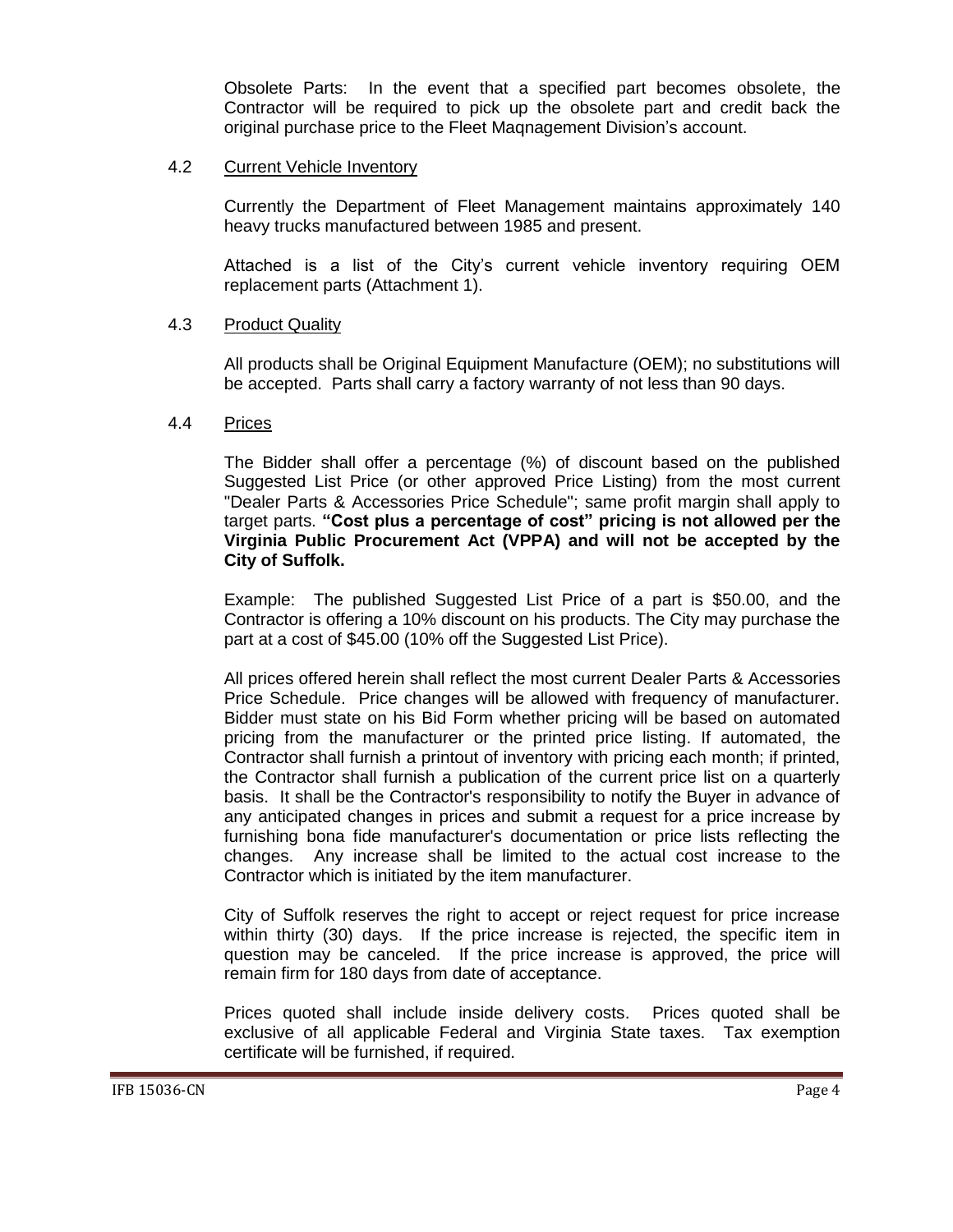Obsolete Parts: In the event that a specified part becomes obsolete, the Contractor will be required to pick up the obsolete part and credit back the original purchase price to the Fleet Maqnagement Division's account.

### 4.2 Current Vehicle Inventory

Currently the Department of Fleet Management maintains approximately 140 heavy trucks manufactured between 1985 and present.

Attached is a list of the City's current vehicle inventory requiring OEM replacement parts (Attachment 1).

### 4.3 Product Quality

All products shall be Original Equipment Manufacture (OEM); no substitutions will be accepted. Parts shall carry a factory warranty of not less than 90 days.

### 4.4 Prices

The Bidder shall offer a percentage (%) of discount based on the published Suggested List Price (or other approved Price Listing) from the most current "Dealer Parts & Accessories Price Schedule"; same profit margin shall apply to target parts. **"Cost plus a percentage of cost" pricing is not allowed per the Virginia Public Procurement Act (VPPA) and will not be accepted by the City of Suffolk.**

Example: The published Suggested List Price of a part is $50.00, and the Contractor is offering a 10% discount on his products. The City may purchase the part at a cost of $45.00 (10% off the Suggested List Price).

All prices offered herein shall reflect the most current Dealer Parts & Accessories Price Schedule. Price changes will be allowed with frequency of manufacturer. Bidder must state on his Bid Form whether pricing will be based on automated pricing from the manufacturer or the printed price listing. If automated, the Contractor shall furnish a printout of inventory with pricing each month; if printed, the Contractor shall furnish a publication of the current price list on a quarterly basis. It shall be the Contractor's responsibility to notify the Buyer in advance of any anticipated changes in prices and submit a request for a price increase by furnishing bona fide manufacturer's documentation or price lists reflecting the changes. Any increase shall be limited to the actual cost increase to the Contractor which is initiated by the item manufacturer.

City of Suffolk reserves the right to accept or reject request for price increase within thirty (30) days. If the price increase is rejected, the specific item in question may be canceled. If the price increase is approved, the price will remain firm for 180 days from date of acceptance.

Prices quoted shall include inside delivery costs. Prices quoted shall be exclusive of all applicable Federal and Virginia State taxes. Tax exemption certificate will be furnished, if required.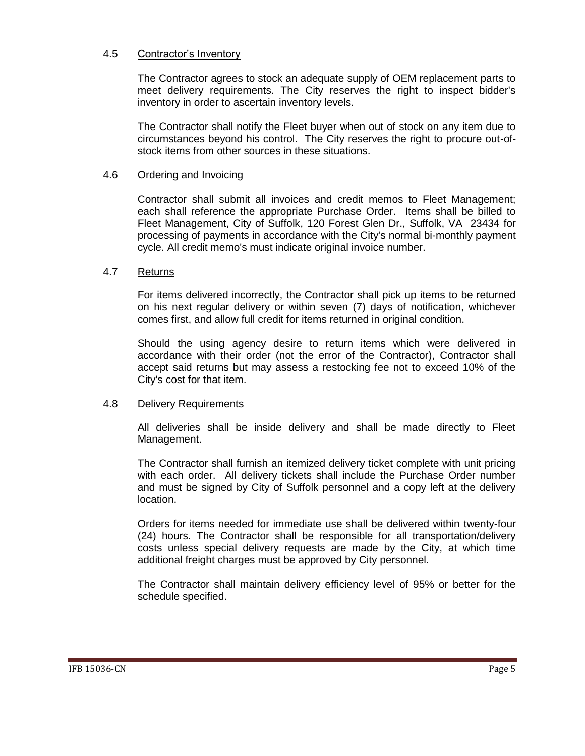### 4.5 Contractor's Inventory

The Contractor agrees to stock an adequate supply of OEM replacement parts to meet delivery requirements. The City reserves the right to inspect bidder's inventory in order to ascertain inventory levels.

The Contractor shall notify the Fleet buyer when out of stock on any item due to circumstances beyond his control. The City reserves the right to procure out-of-stock items from other sources in these situations.

### 4.6 Ordering and Invoicing

Contractor shall submit all invoices and credit memos to Fleet Management; each shall reference the appropriate Purchase Order. Items shall be billed to Fleet Management, City of Suffolk, 120 Forest Glen Dr., Suffolk, VA 23434 for processing of payments in accordance with the City's normal bi-monthly payment cycle. All credit memo's must indicate original invoice number.

### 4.7 Returns

For items delivered incorrectly, the Contractor shall pick up items to be returned on his next regular delivery or within seven (7) days of notification, whichever comes first, and allow full credit for items returned in original condition.

Should the using agency desire to return items which were delivered in accordance with their order (not the error of the Contractor), Contractor shall accept said returns but may assess a restocking fee not to exceed 10% of the City's cost for that item.

### 4.8 Delivery Requirements

All deliveries shall be inside delivery and shall be made directly to Fleet Management.

The Contractor shall furnish an itemized delivery ticket complete with unit pricing with each order. All delivery tickets shall include the Purchase Order number and must be signed by City of Suffolk personnel and a copy left at the delivery location.

Orders for items needed for immediate use shall be delivered within twenty-four (24) hours. The Contractor shall be responsible for all transportation/delivery costs unless special delivery requests are made by the City, at which time additional freight charges must be approved by City personnel.

The Contractor shall maintain delivery efficiency level of 95% or better for the schedule specified.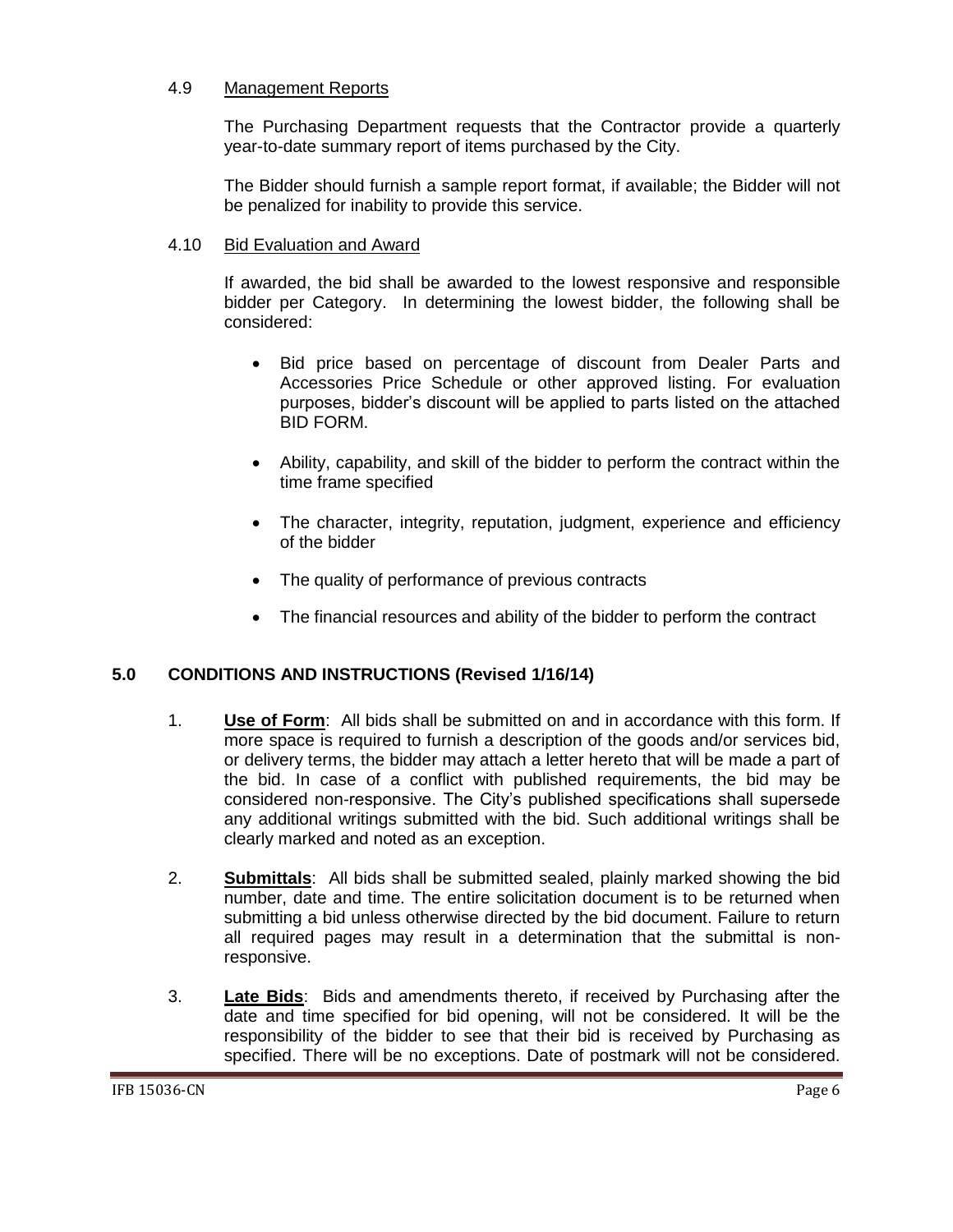### 4.9 Management Reports

The Purchasing Department requests that the Contractor provide a quarterly year-to-date summary report of items purchased by the City.

The Bidder should furnish a sample report format, if available; the Bidder will not be penalized for inability to provide this service.

### 4.10 Bid Evaluation and Award

If awarded, the bid shall be awarded to the lowest responsive and responsible bidder per Category. In determining the lowest bidder, the following shall be considered:

- Bid price based on percentage of discount from Dealer Parts and Accessories Price Schedule or other approved listing. For evaluation purposes, bidder's discount will be applied to parts listed on the attached BID FORM.
- Ability, capability, and skill of the bidder to perform the contract within the time frame specified
- The character, integrity, reputation, judgment, experience and efficiency of the bidder
- The quality of performance of previous contracts
- The financial resources and ability of the bidder to perform the contract

## 5.0 CONDITIONS AND INSTRUCTIONS (Revised 1/16/14)

1. **Use of Form**: All bids shall be submitted on and in accordance with this form. If more space is required to furnish a description of the goods and/or services bid, or delivery terms, the bidder may attach a letter hereto that will be made a part of the bid. In case of a conflict with published requirements, the bid may be considered non-responsive. The City's published specifications shall supersede any additional writings submitted with the bid. Such additional writings shall be clearly marked and noted as an exception.

2. **Submittals**: All bids shall be submitted sealed, plainly marked showing the bid number, date and time. The entire solicitation document is to be returned when submitting a bid unless otherwise directed by the bid document. Failure to return all required pages may result in a determination that the submittal is non-responsive.

3. **Late Bids**: Bids and amendments thereto, if received by Purchasing after the date and time specified for bid opening, will not be considered. It will be the responsibility of the bidder to see that their bid is received by Purchasing as specified. There will be no exceptions. Date of postmark will not be considered.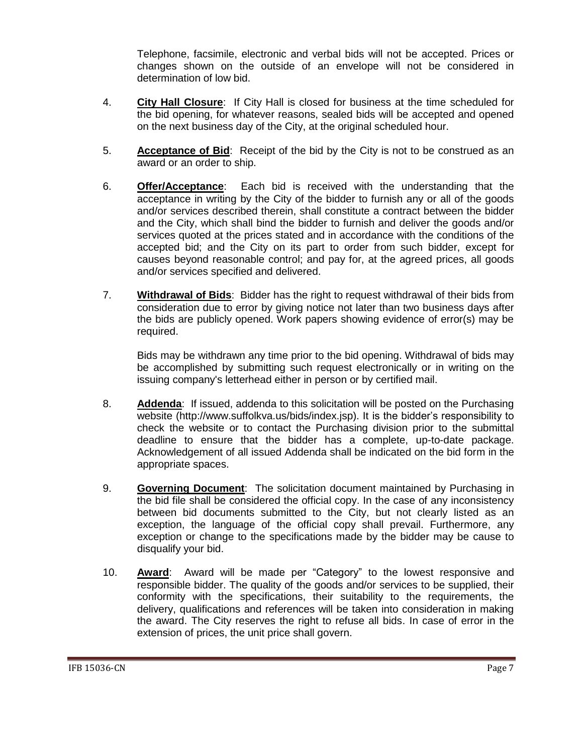Telephone, facsimile, electronic and verbal bids will not be accepted. Prices or changes shown on the outside of an envelope will not be considered in determination of low bid.

4. **City Hall Closure**: If City Hall is closed for business at the time scheduled for the bid opening, for whatever reasons, sealed bids will be accepted and opened on the next business day of the City, at the original scheduled hour.

5. **Acceptance of Bid**: Receipt of the bid by the City is not to be construed as an award or an order to ship.

6. **Offer/Acceptance**: Each bid is received with the understanding that the acceptance in writing by the City of the bidder to furnish any or all of the goods and/or services described therein, shall constitute a contract between the bidder and the City, which shall bind the bidder to furnish and deliver the goods and/or services quoted at the prices stated and in accordance with the conditions of the accepted bid; and the City on its part to order from such bidder, except for causes beyond reasonable control; and pay for, at the agreed prices, all goods and/or services specified and delivered.

7. **Withdrawal of Bids**: Bidder has the right to request withdrawal of their bids from consideration due to error by giving notice not later than two business days after the bids are publicly opened. Work papers showing evidence of error(s) may be required.

   Bids may be withdrawn any time prior to the bid opening. Withdrawal of bids may be accomplished by submitting such request electronically or in writing on the issuing company's letterhead either in person or by certified mail.

8. **Addenda**: If issued, addenda to this solicitation will be posted on the Purchasing website (http://www.suffolkva.us/bids/index.jsp). It is the bidder's responsibility to check the website or to contact the Purchasing division prior to the submittal deadline to ensure that the bidder has a complete, up-to-date package. Acknowledgement of all issued Addenda shall be indicated on the bid form in the appropriate spaces.

9. **Governing Document**: The solicitation document maintained by Purchasing in the bid file shall be considered the official copy. In the case of any inconsistency between bid documents submitted to the City, but not clearly listed as an exception, the language of the official copy shall prevail. Furthermore, any exception or change to the specifications made by the bidder may be cause to disqualify your bid.

10. **Award**: Award will be made per "Category" to the lowest responsive and responsible bidder. The quality of the goods and/or services to be supplied, their conformity with the specifications, their suitability to the requirements, the delivery, qualifications and references will be taken into consideration in making the award. The City reserves the right to refuse all bids. In case of error in the extension of prices, the unit price shall govern.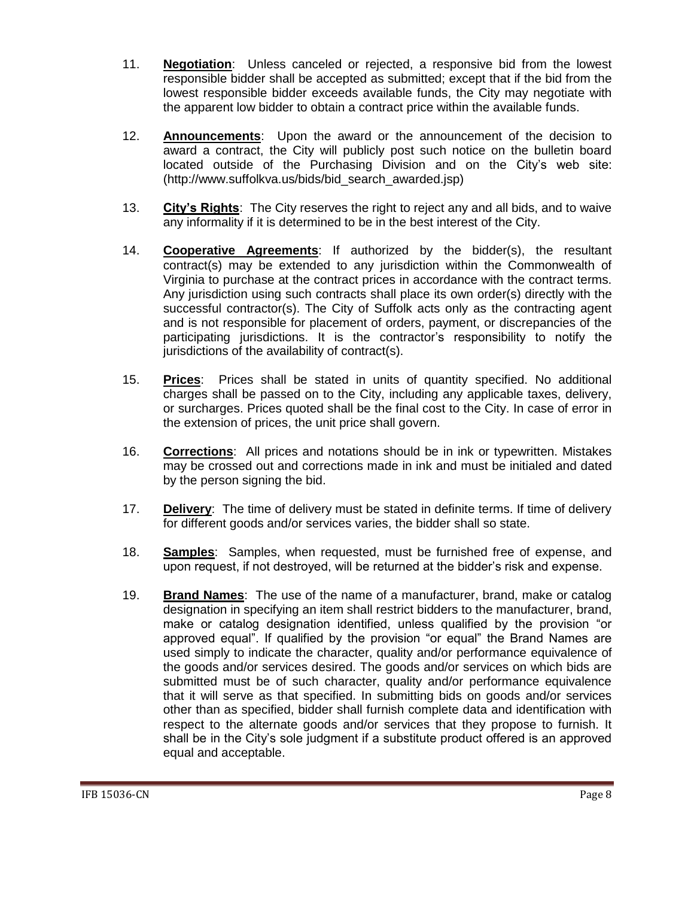11. **Negotiation**: Unless canceled or rejected, a responsive bid from the lowest responsible bidder shall be accepted as submitted; except that if the bid from the lowest responsible bidder exceeds available funds, the City may negotiate with the apparent low bidder to obtain a contract price within the available funds.

12. **Announcements**: Upon the award or the announcement of the decision to award a contract, the City will publicly post such notice on the bulletin board located outside of the Purchasing Division and on the City's web site: (http://www.suffolkva.us/bids/bid_search_awarded.jsp)

13. **City's Rights**: The City reserves the right to reject any and all bids, and to waive any informality if it is determined to be in the best interest of the City.

14. **Cooperative Agreements**: If authorized by the bidder(s), the resultant contract(s) may be extended to any jurisdiction within the Commonwealth of Virginia to purchase at the contract prices in accordance with the contract terms. Any jurisdiction using such contracts shall place its own order(s) directly with the successful contractor(s). The City of Suffolk acts only as the contracting agent and is not responsible for placement of orders, payment, or discrepancies of the participating jurisdictions. It is the contractor's responsibility to notify the jurisdictions of the availability of contract(s).

15. **Prices**: Prices shall be stated in units of quantity specified. No additional charges shall be passed on to the City, including any applicable taxes, delivery, or surcharges. Prices quoted shall be the final cost to the City. In case of error in the extension of prices, the unit price shall govern.

16. **Corrections**: All prices and notations should be in ink or typewritten. Mistakes may be crossed out and corrections made in ink and must be initialed and dated by the person signing the bid.

17. **Delivery**: The time of delivery must be stated in definite terms. If time of delivery for different goods and/or services varies, the bidder shall so state.

18. **Samples**: Samples, when requested, must be furnished free of expense, and upon request, if not destroyed, will be returned at the bidder's risk and expense.

19. **Brand Names**: The use of the name of a manufacturer, brand, make or catalog designation in specifying an item shall restrict bidders to the manufacturer, brand, make or catalog designation identified, unless qualified by the provision "or approved equal". If qualified by the provision "or equal" the Brand Names are used simply to indicate the character, quality and/or performance equivalence of the goods and/or services desired. The goods and/or services on which bids are submitted must be of such character, quality and/or performance equivalence that it will serve as that specified. In submitting bids on goods and/or services other than as specified, bidder shall furnish complete data and identification with respect to the alternate goods and/or services that they propose to furnish. It shall be in the City's sole judgment if a substitute product offered is an approved equal and acceptable.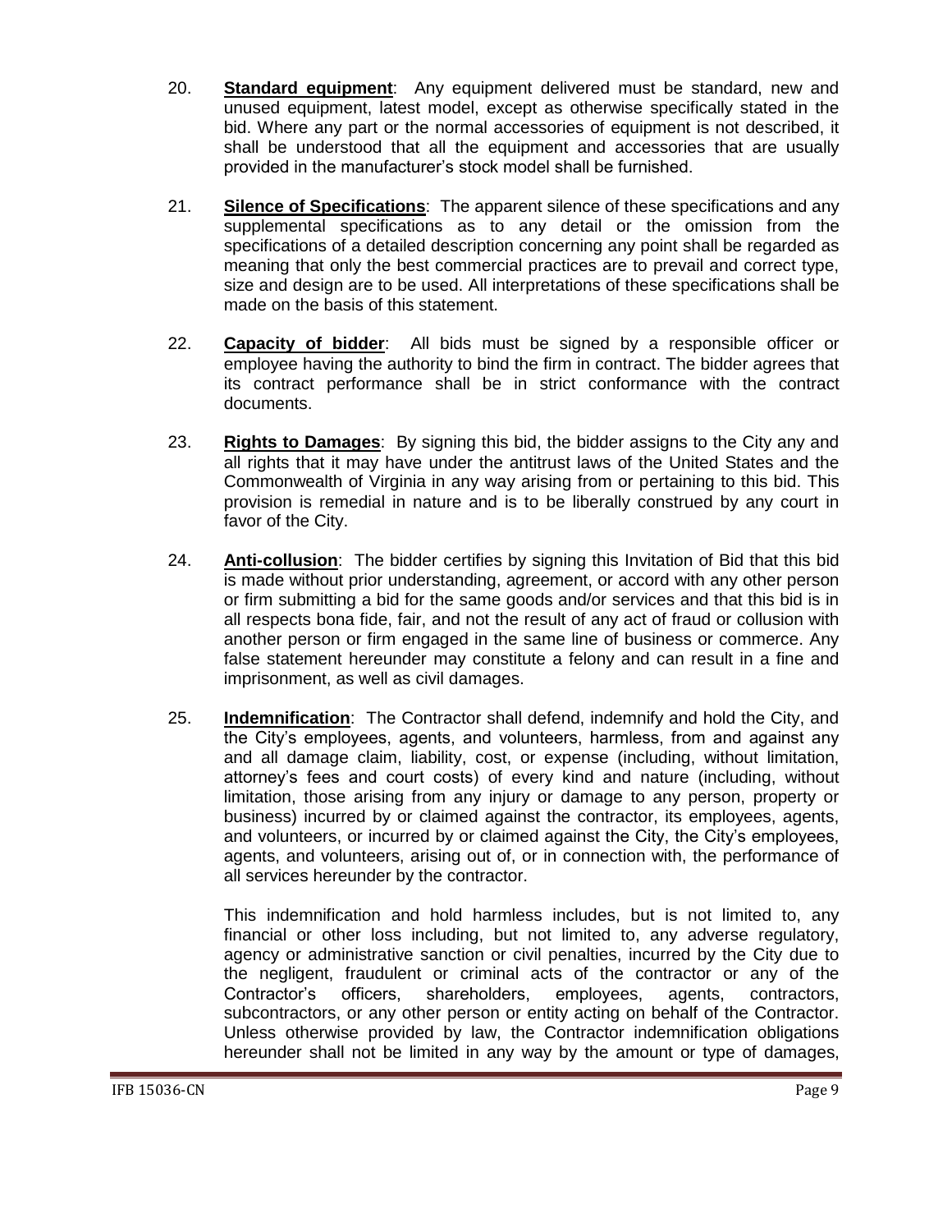20. **Standard equipment**: Any equipment delivered must be standard, new and unused equipment, latest model, except as otherwise specifically stated in the bid. Where any part or the normal accessories of equipment is not described, it shall be understood that all the equipment and accessories that are usually provided in the manufacturer's stock model shall be furnished.

21. **Silence of Specifications**: The apparent silence of these specifications and any supplemental specifications as to any detail or the omission from the specifications of a detailed description concerning any point shall be regarded as meaning that only the best commercial practices are to prevail and correct type, size and design are to be used. All interpretations of these specifications shall be made on the basis of this statement.

22. **Capacity of bidder**: All bids must be signed by a responsible officer or employee having the authority to bind the firm in contract. The bidder agrees that its contract performance shall be in strict conformance with the contract documents.

23. **Rights to Damages**: By signing this bid, the bidder assigns to the City any and all rights that it may have under the antitrust laws of the United States and the Commonwealth of Virginia in any way arising from or pertaining to this bid. This provision is remedial in nature and is to be liberally construed by any court in favor of the City.

24. **Anti-collusion**: The bidder certifies by signing this Invitation of Bid that this bid is made without prior understanding, agreement, or accord with any other person or firm submitting a bid for the same goods and/or services and that this bid is in all respects bona fide, fair, and not the result of any act of fraud or collusion with another person or firm engaged in the same line of business or commerce. Any false statement hereunder may constitute a felony and can result in a fine and imprisonment, as well as civil damages.

25. **Indemnification**: The Contractor shall defend, indemnify and hold the City, and the City's employees, agents, and volunteers, harmless, from and against any and all damage claim, liability, cost, or expense (including, without limitation, attorney's fees and court costs) of every kind and nature (including, without limitation, those arising from any injury or damage to any person, property or business) incurred by or claimed against the contractor, its employees, agents, and volunteers, or incurred by or claimed against the City, the City's employees, agents, and volunteers, arising out of, or in connection with, the performance of all services hereunder by the contractor.

    This indemnification and hold harmless includes, but is not limited to, any financial or other loss including, but not limited to, any adverse regulatory, agency or administrative sanction or civil penalties, incurred by the City due to the negligent, fraudulent or criminal acts of the contractor or any of the Contractor's officers, shareholders, employees, agents, contractors, subcontractors, or any other person or entity acting on behalf of the Contractor. Unless otherwise provided by law, the Contractor indemnification obligations hereunder shall not be limited in any way by the amount or type of damages,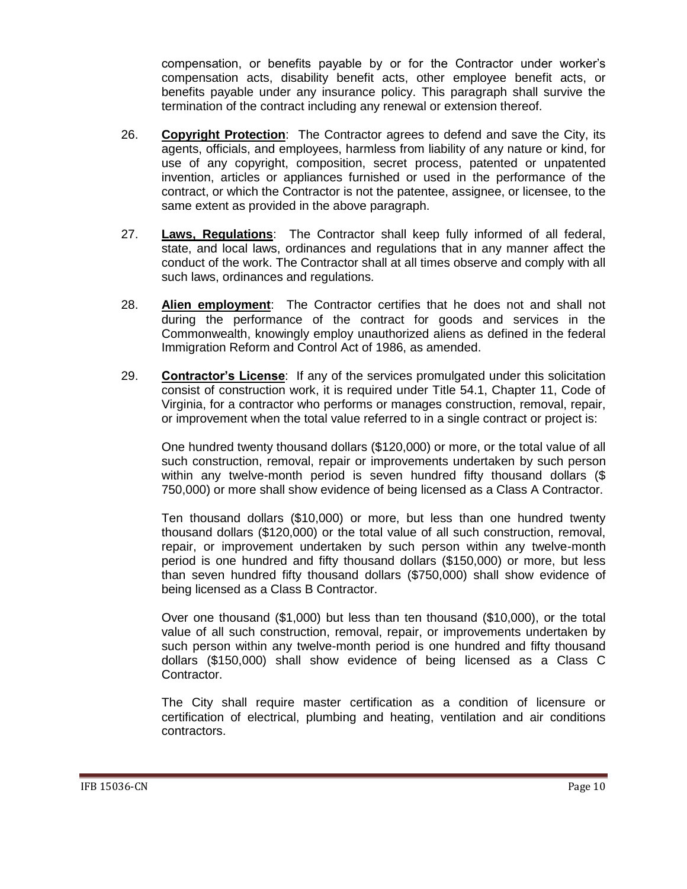compensation, or benefits payable by or for the Contractor under worker's compensation acts, disability benefit acts, other employee benefit acts, or benefits payable under any insurance policy. This paragraph shall survive the termination of the contract including any renewal or extension thereof.

26. **Copyright Protection**: The Contractor agrees to defend and save the City, its agents, officials, and employees, harmless from liability of any nature or kind, for use of any copyright, composition, secret process, patented or unpatented invention, articles or appliances furnished or used in the performance of the contract, or which the Contractor is not the patentee, assignee, or licensee, to the same extent as provided in the above paragraph.

27. **Laws, Regulations**: The Contractor shall keep fully informed of all federal, state, and local laws, ordinances and regulations that in any manner affect the conduct of the work. The Contractor shall at all times observe and comply with all such laws, ordinances and regulations.

28. **Alien employment**: The Contractor certifies that he does not and shall not during the performance of the contract for goods and services in the Commonwealth, knowingly employ unauthorized aliens as defined in the federal Immigration Reform and Control Act of 1986, as amended.

29. **Contractor's License**: If any of the services promulgated under this solicitation consist of construction work, it is required under Title 54.1, Chapter 11, Code of Virginia, for a contractor who performs or manages construction, removal, repair, or improvement when the total value referred to in a single contract or project is:

    One hundred twenty thousand dollars ($120,000) or more, or the total value of all such construction, removal, repair or improvements undertaken by such person within any twelve-month period is seven hundred fifty thousand dollars ($ 750,000) or more shall show evidence of being licensed as a Class A Contractor.

    Ten thousand dollars ($10,000) or more, but less than one hundred twenty thousand dollars ($120,000) or the total value of all such construction, removal, repair, or improvement undertaken by such person within any twelve-month period is one hundred and fifty thousand dollars ($150,000) or more, but less than seven hundred fifty thousand dollars ($750,000) shall show evidence of being licensed as a Class B Contractor.

    Over one thousand ($1,000) but less than ten thousand ($10,000), or the total value of all such construction, removal, repair, or improvements undertaken by such person within any twelve-month period is one hundred and fifty thousand dollars ($150,000) shall show evidence of being licensed as a Class C Contractor.

    The City shall require master certification as a condition of licensure or certification of electrical, plumbing and heating, ventilation and air conditions contractors.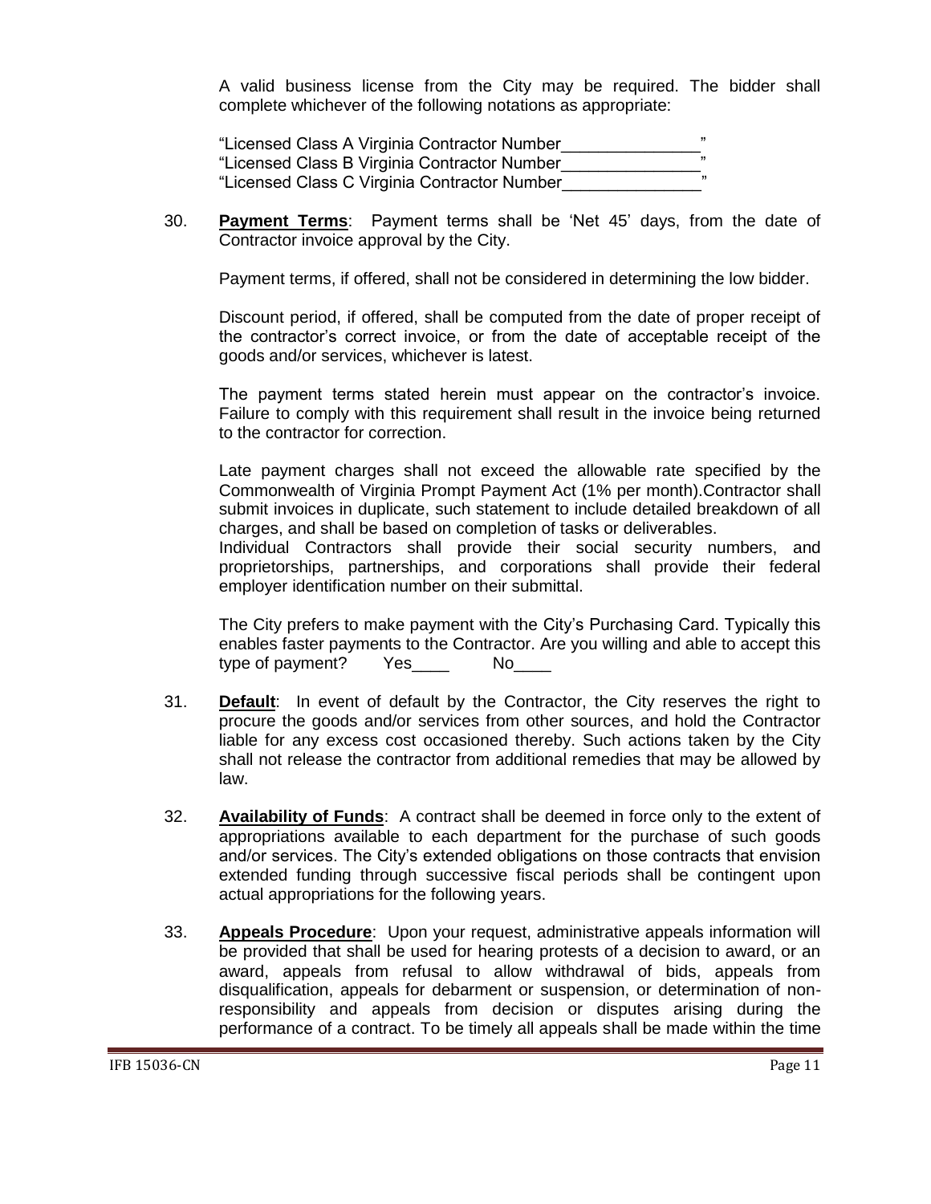A valid business license from the City may be required. The bidder shall complete whichever of the following notations as appropriate:

"Licensed Class A Virginia Contractor Number_______________"
"Licensed Class B Virginia Contractor Number_______________"
"Licensed Class C Virginia Contractor Number_______________"

30. **Payment Terms**: Payment terms shall be 'Net 45' days, from the date of Contractor invoice approval by the City.

    Payment terms, if offered, shall not be considered in determining the low bidder.

    Discount period, if offered, shall be computed from the date of proper receipt of the contractor's correct invoice, or from the date of acceptable receipt of the goods and/or services, whichever is latest.

    The payment terms stated herein must appear on the contractor's invoice. Failure to comply with this requirement shall result in the invoice being returned to the contractor for correction.

    Late payment charges shall not exceed the allowable rate specified by the Commonwealth of Virginia Prompt Payment Act (1% per month).Contractor shall submit invoices in duplicate, such statement to include detailed breakdown of all charges, and shall be based on completion of tasks or deliverables.
    Individual Contractors shall provide their social security numbers, and proprietorships, partnerships, and corporations shall provide their federal employer identification number on their submittal.

    The City prefers to make payment with the City's Purchasing Card. Typically this enables faster payments to the Contractor. Are you willing and able to accept this type of payment? Yes____ No____

31. **Default**: In event of default by the Contractor, the City reserves the right to procure the goods and/or services from other sources, and hold the Contractor liable for any excess cost occasioned thereby. Such actions taken by the City shall not release the contractor from additional remedies that may be allowed by law.

32. **Availability of Funds**: A contract shall be deemed in force only to the extent of appropriations available to each department for the purchase of such goods and/or services. The City's extended obligations on those contracts that envision extended funding through successive fiscal periods shall be contingent upon actual appropriations for the following years.

33. **Appeals Procedure**: Upon your request, administrative appeals information will be provided that shall be used for hearing protests of a decision to award, or an award, appeals from refusal to allow withdrawal of bids, appeals from disqualification, appeals for debarment or suspension, or determination of non-responsibility and appeals from decision or disputes arising during the performance of a contract. To be timely all appeals shall be made within the time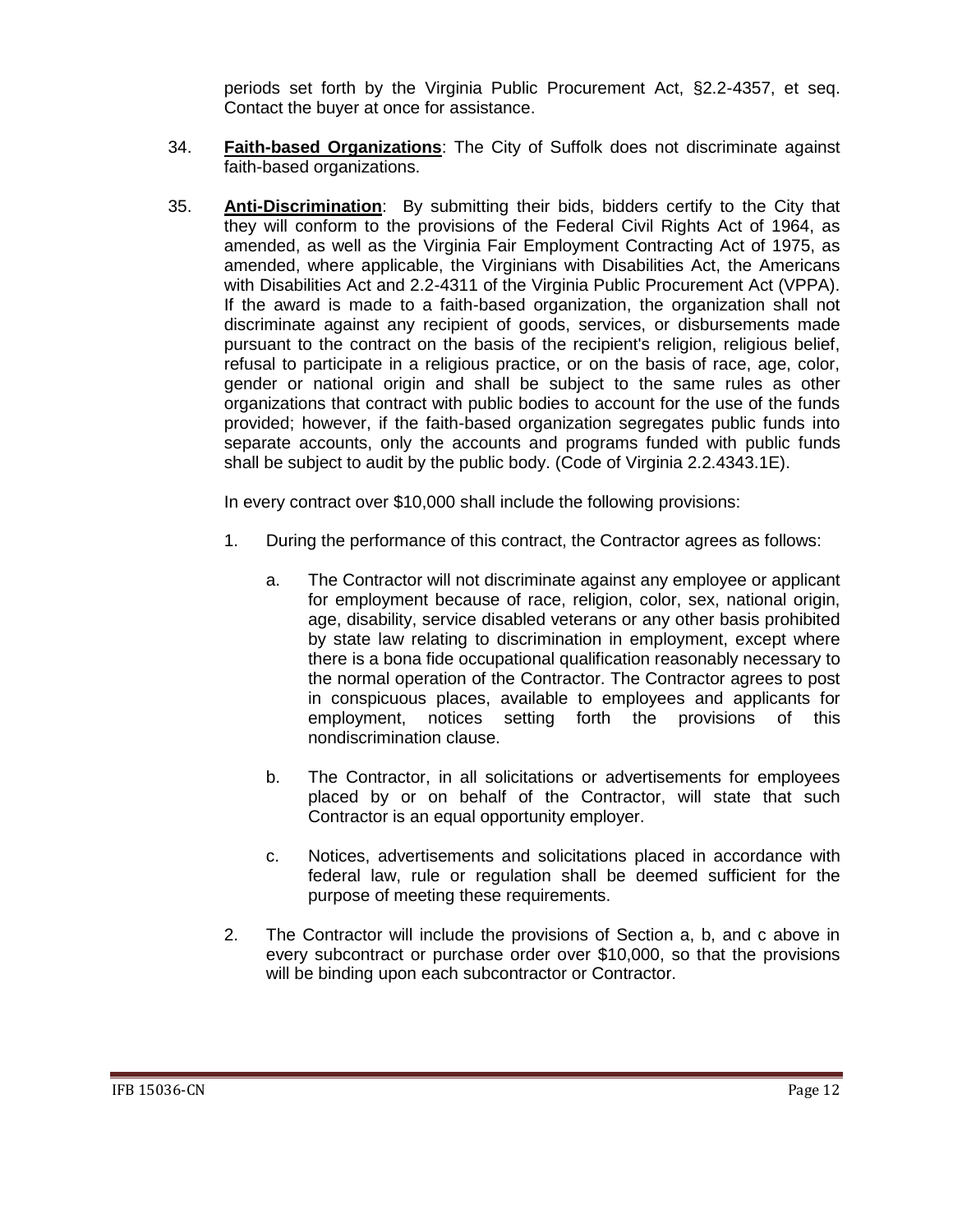periods set forth by the Virginia Public Procurement Act, §2.2-4357, et seq. Contact the buyer at once for assistance.

34. **Faith-based Organizations**: The City of Suffolk does not discriminate against faith-based organizations.

35. **Anti-Discrimination**: By submitting their bids, bidders certify to the City that they will conform to the provisions of the Federal Civil Rights Act of 1964, as amended, as well as the Virginia Fair Employment Contracting Act of 1975, as amended, where applicable, the Virginians with Disabilities Act, the Americans with Disabilities Act and 2.2-4311 of the Virginia Public Procurement Act (VPPA). If the award is made to a faith-based organization, the organization shall not discriminate against any recipient of goods, services, or disbursements made pursuant to the contract on the basis of the recipient's religion, religious belief, refusal to participate in a religious practice, or on the basis of race, age, color, gender or national origin and shall be subject to the same rules as other organizations that contract with public bodies to account for the use of the funds provided; however, if the faith-based organization segregates public funds into separate accounts, only the accounts and programs funded with public funds shall be subject to audit by the public body. (Code of Virginia 2.2.4343.1E).

    In every contract over $10,000 shall include the following provisions:

    1. During the performance of this contract, the Contractor agrees as follows:

        a. The Contractor will not discriminate against any employee or applicant for employment because of race, religion, color, sex, national origin, age, disability, service disabled veterans or any other basis prohibited by state law relating to discrimination in employment, except where there is a bona fide occupational qualification reasonably necessary to the normal operation of the Contractor. The Contractor agrees to post in conspicuous places, available to employees and applicants for employment, notices setting forth the provisions of this nondiscrimination clause.

        b. The Contractor, in all solicitations or advertisements for employees placed by or on behalf of the Contractor, will state that such Contractor is an equal opportunity employer.

        c. Notices, advertisements and solicitations placed in accordance with federal law, rule or regulation shall be deemed sufficient for the purpose of meeting these requirements.

    2. The Contractor will include the provisions of Section a, b, and c above in every subcontract or purchase order over $10,000, so that the provisions will be binding upon each subcontractor or Contractor.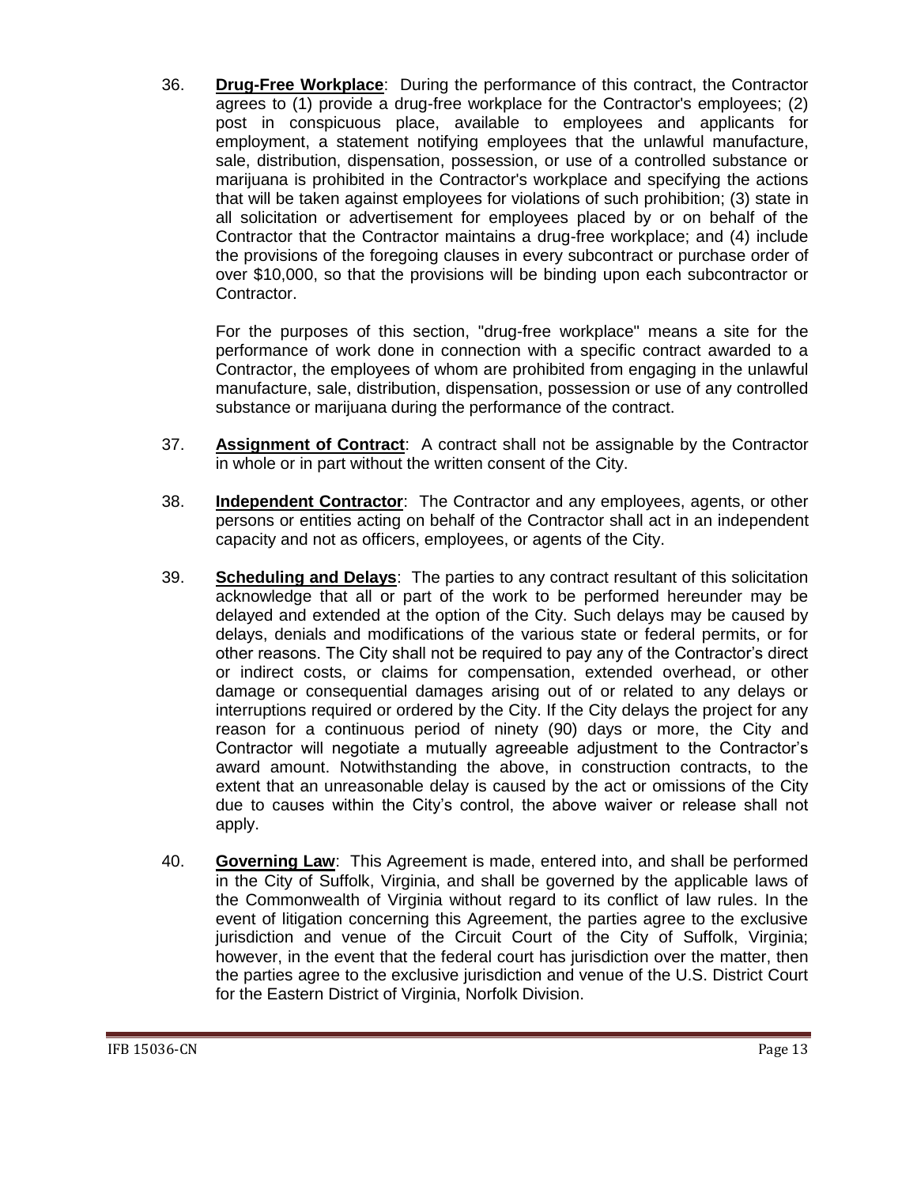36. **Drug-Free Workplace**: During the performance of this contract, the Contractor agrees to (1) provide a drug-free workplace for the Contractor's employees; (2) post in conspicuous place, available to employees and applicants for employment, a statement notifying employees that the unlawful manufacture, sale, distribution, dispensation, possession, or use of a controlled substance or marijuana is prohibited in the Contractor's workplace and specifying the actions that will be taken against employees for violations of such prohibition; (3) state in all solicitation or advertisement for employees placed by or on behalf of the Contractor that the Contractor maintains a drug-free workplace; and (4) include the provisions of the foregoing clauses in every subcontract or purchase order of over $10,000, so that the provisions will be binding upon each subcontractor or Contractor.

    For the purposes of this section, "drug-free workplace" means a site for the performance of work done in connection with a specific contract awarded to a Contractor, the employees of whom are prohibited from engaging in the unlawful manufacture, sale, distribution, dispensation, possession or use of any controlled substance or marijuana during the performance of the contract.

37. **Assignment of Contract**: A contract shall not be assignable by the Contractor in whole or in part without the written consent of the City.

38. **Independent Contractor**: The Contractor and any employees, agents, or other persons or entities acting on behalf of the Contractor shall act in an independent capacity and not as officers, employees, or agents of the City.

39. **Scheduling and Delays**: The parties to any contract resultant of this solicitation acknowledge that all or part of the work to be performed hereunder may be delayed and extended at the option of the City. Such delays may be caused by delays, denials and modifications of the various state or federal permits, or for other reasons. The City shall not be required to pay any of the Contractor's direct or indirect costs, or claims for compensation, extended overhead, or other damage or consequential damages arising out of or related to any delays or interruptions required or ordered by the City. If the City delays the project for any reason for a continuous period of ninety (90) days or more, the City and Contractor will negotiate a mutually agreeable adjustment to the Contractor's award amount. Notwithstanding the above, in construction contracts, to the extent that an unreasonable delay is caused by the act or omissions of the City due to causes within the City's control, the above waiver or release shall not apply.

40. **Governing Law**: This Agreement is made, entered into, and shall be performed in the City of Suffolk, Virginia, and shall be governed by the applicable laws of the Commonwealth of Virginia without regard to its conflict of law rules. In the event of litigation concerning this Agreement, the parties agree to the exclusive jurisdiction and venue of the Circuit Court of the City of Suffolk, Virginia; however, in the event that the federal court has jurisdiction over the matter, then the parties agree to the exclusive jurisdiction and venue of the U.S. District Court for the Eastern District of Virginia, Norfolk Division.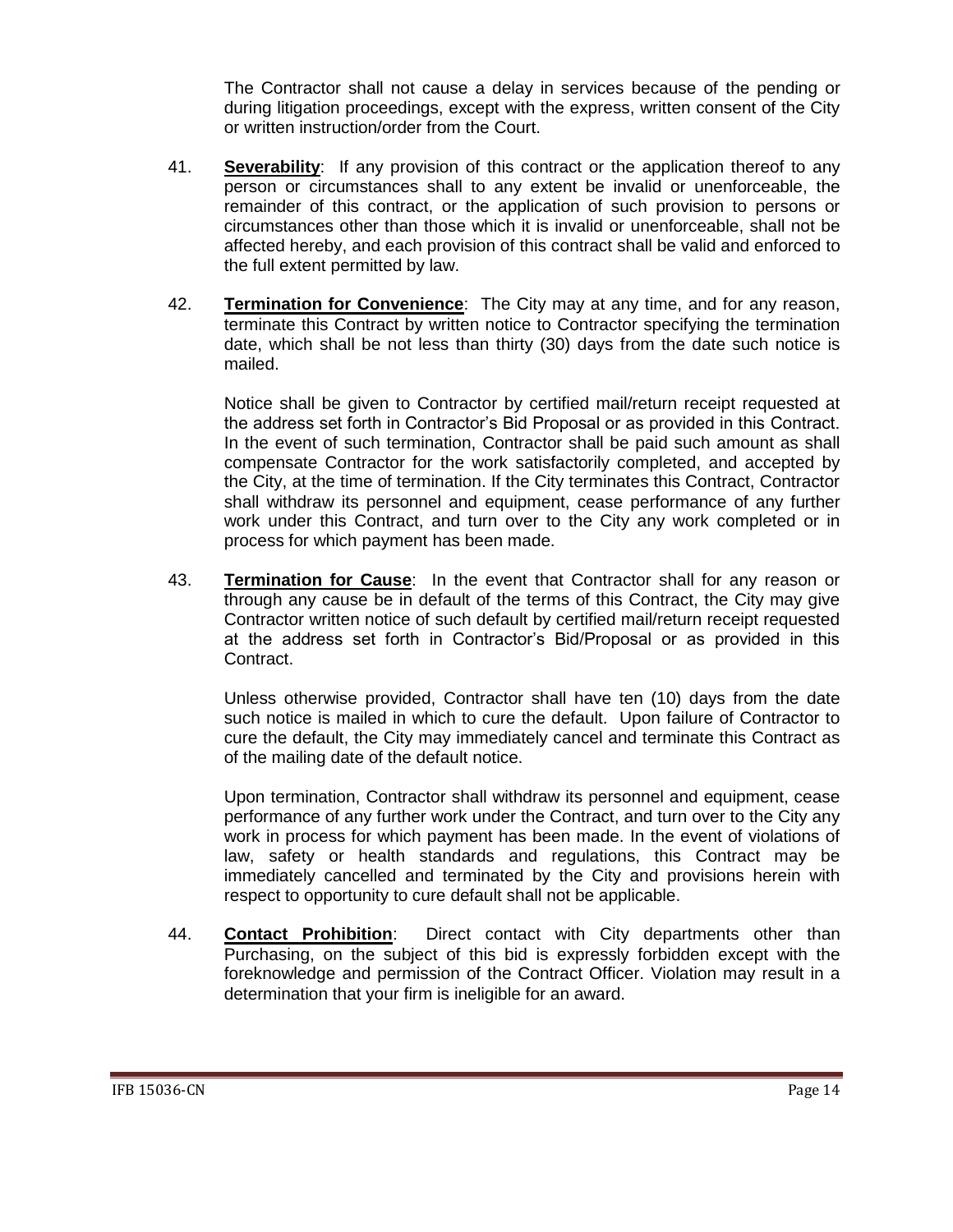The Contractor shall not cause a delay in services because of the pending or during litigation proceedings, except with the express, written consent of the City or written instruction/order from the Court.

41. **Severability**: If any provision of this contract or the application thereof to any person or circumstances shall to any extent be invalid or unenforceable, the remainder of this contract, or the application of such provision to persons or circumstances other than those which it is invalid or unenforceable, shall not be affected hereby, and each provision of this contract shall be valid and enforced to the full extent permitted by law.

42. **Termination for Convenience**: The City may at any time, and for any reason, terminate this Contract by written notice to Contractor specifying the termination date, which shall be not less than thirty (30) days from the date such notice is mailed.

    Notice shall be given to Contractor by certified mail/return receipt requested at the address set forth in Contractor's Bid Proposal or as provided in this Contract. In the event of such termination, Contractor shall be paid such amount as shall compensate Contractor for the work satisfactorily completed, and accepted by the City, at the time of termination. If the City terminates this Contract, Contractor shall withdraw its personnel and equipment, cease performance of any further work under this Contract, and turn over to the City any work completed or in process for which payment has been made.

43. **Termination for Cause**: In the event that Contractor shall for any reason or through any cause be in default of the terms of this Contract, the City may give Contractor written notice of such default by certified mail/return receipt requested at the address set forth in Contractor's Bid/Proposal or as provided in this Contract.

    Unless otherwise provided, Contractor shall have ten (10) days from the date such notice is mailed in which to cure the default. Upon failure of Contractor to cure the default, the City may immediately cancel and terminate this Contract as of the mailing date of the default notice.

    Upon termination, Contractor shall withdraw its personnel and equipment, cease performance of any further work under the Contract, and turn over to the City any work in process for which payment has been made. In the event of violations of law, safety or health standards and regulations, this Contract may be immediately cancelled and terminated by the City and provisions herein with respect to opportunity to cure default shall not be applicable.

44. **Contact Prohibition**: Direct contact with City departments other than Purchasing, on the subject of this bid is expressly forbidden except with the foreknowledge and permission of the Contract Officer. Violation may result in a determination that your firm is ineligible for an award.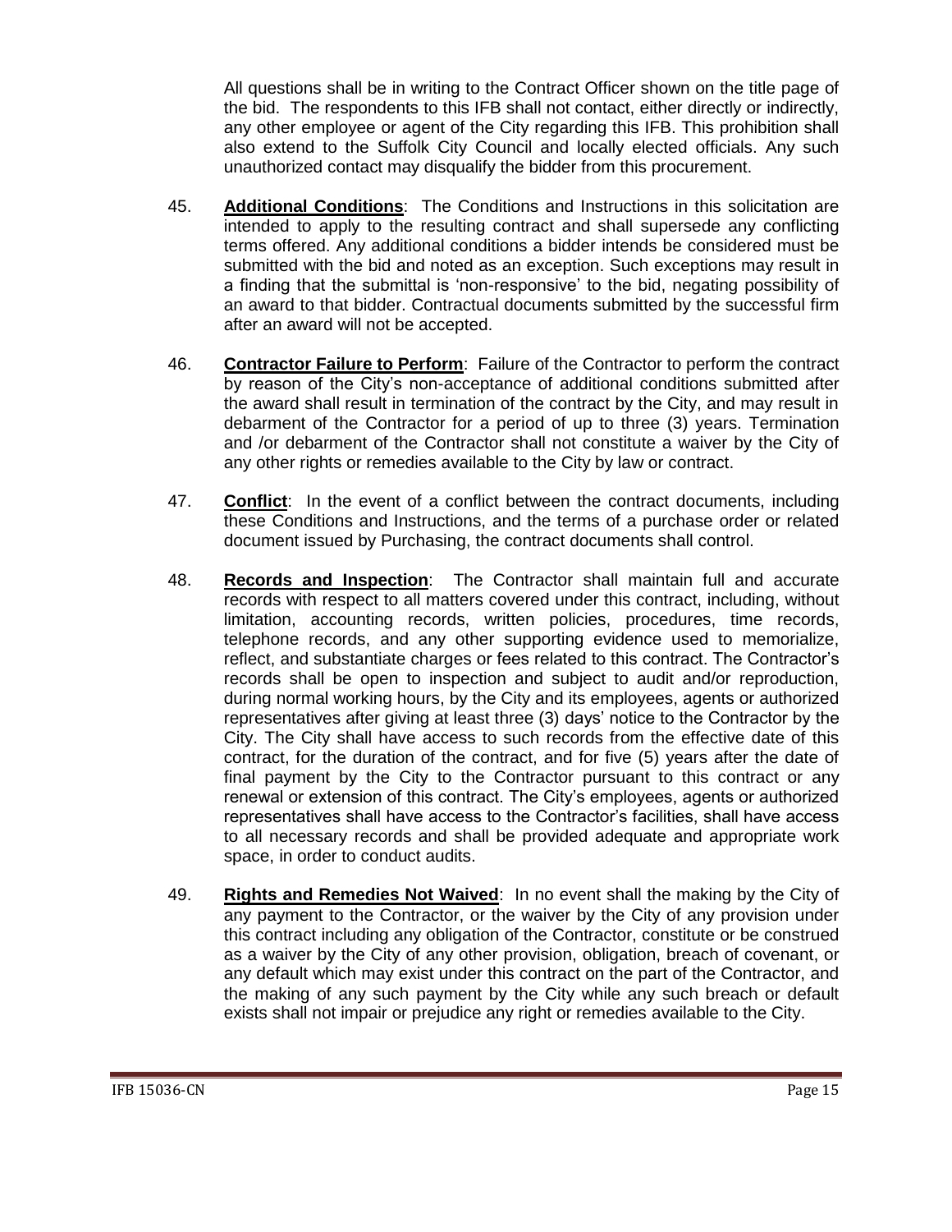All questions shall be in writing to the Contract Officer shown on the title page of the bid. The respondents to this IFB shall not contact, either directly or indirectly, any other employee or agent of the City regarding this IFB. This prohibition shall also extend to the Suffolk City Council and locally elected officials. Any such unauthorized contact may disqualify the bidder from this procurement.

45. **Additional Conditions**: The Conditions and Instructions in this solicitation are intended to apply to the resulting contract and shall supersede any conflicting terms offered. Any additional conditions a bidder intends be considered must be submitted with the bid and noted as an exception. Such exceptions may result in a finding that the submittal is 'non-responsive' to the bid, negating possibility of an award to that bidder. Contractual documents submitted by the successful firm after an award will not be accepted.

46. **Contractor Failure to Perform**: Failure of the Contractor to perform the contract by reason of the City's non-acceptance of additional conditions submitted after the award shall result in termination of the contract by the City, and may result in debarment of the Contractor for a period of up to three (3) years. Termination and /or debarment of the Contractor shall not constitute a waiver by the City of any other rights or remedies available to the City by law or contract.

47. **Conflict**: In the event of a conflict between the contract documents, including these Conditions and Instructions, and the terms of a purchase order or related document issued by Purchasing, the contract documents shall control.

48. **Records and Inspection**: The Contractor shall maintain full and accurate records with respect to all matters covered under this contract, including, without limitation, accounting records, written policies, procedures, time records, telephone records, and any other supporting evidence used to memorialize, reflect, and substantiate charges or fees related to this contract. The Contractor's records shall be open to inspection and subject to audit and/or reproduction, during normal working hours, by the City and its employees, agents or authorized representatives after giving at least three (3) days' notice to the Contractor by the City. The City shall have access to such records from the effective date of this contract, for the duration of the contract, and for five (5) years after the date of final payment by the City to the Contractor pursuant to this contract or any renewal or extension of this contract. The City's employees, agents or authorized representatives shall have access to the Contractor's facilities, shall have access to all necessary records and shall be provided adequate and appropriate work space, in order to conduct audits.

49. **Rights and Remedies Not Waived**: In no event shall the making by the City of any payment to the Contractor, or the waiver by the City of any provision under this contract including any obligation of the Contractor, constitute or be construed as a waiver by the City of any other provision, obligation, breach of covenant, or any default which may exist under this contract on the part of the Contractor, and the making of any such payment by the City while any such breach or default exists shall not impair or prejudice any right or remedies available to the City.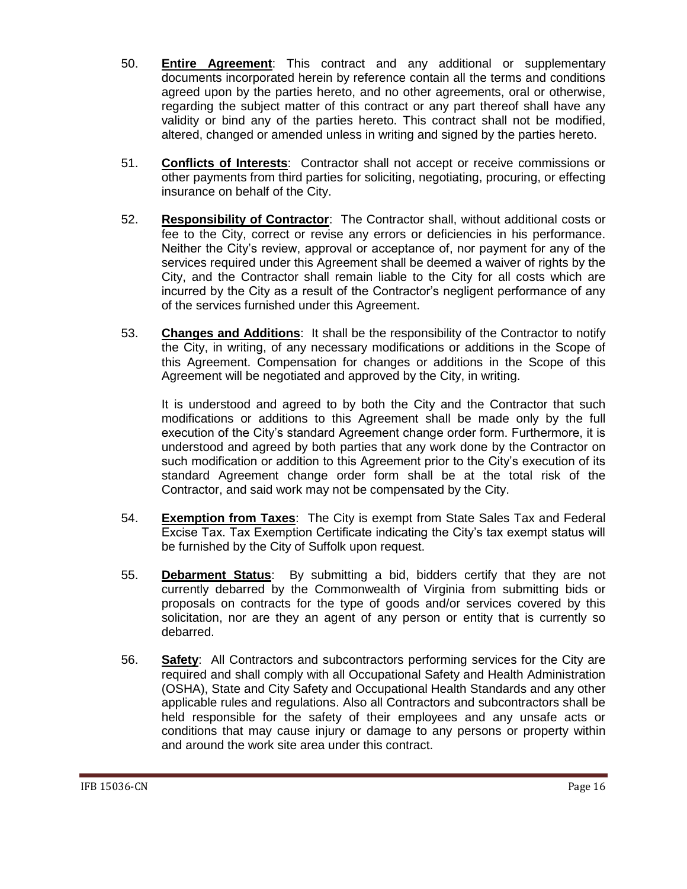50. **Entire Agreement**: This contract and any additional or supplementary documents incorporated herein by reference contain all the terms and conditions agreed upon by the parties hereto, and no other agreements, oral or otherwise, regarding the subject matter of this contract or any part thereof shall have any validity or bind any of the parties hereto. This contract shall not be modified, altered, changed or amended unless in writing and signed by the parties hereto.

51. **Conflicts of Interests**: Contractor shall not accept or receive commissions or other payments from third parties for soliciting, negotiating, procuring, or effecting insurance on behalf of the City.

52. **Responsibility of Contractor**: The Contractor shall, without additional costs or fee to the City, correct or revise any errors or deficiencies in his performance. Neither the City's review, approval or acceptance of, nor payment for any of the services required under this Agreement shall be deemed a waiver of rights by the City, and the Contractor shall remain liable to the City for all costs which are incurred by the City as a result of the Contractor's negligent performance of any of the services furnished under this Agreement.

53. **Changes and Additions**: It shall be the responsibility of the Contractor to notify the City, in writing, of any necessary modifications or additions in the Scope of this Agreement. Compensation for changes or additions in the Scope of this Agreement will be negotiated and approved by the City, in writing.

    It is understood and agreed to by both the City and the Contractor that such modifications or additions to this Agreement shall be made only by the full execution of the City's standard Agreement change order form. Furthermore, it is understood and agreed by both parties that any work done by the Contractor on such modification or addition to this Agreement prior to the City's execution of its standard Agreement change order form shall be at the total risk of the Contractor, and said work may not be compensated by the City.

54. **Exemption from Taxes**: The City is exempt from State Sales Tax and Federal Excise Tax. Tax Exemption Certificate indicating the City's tax exempt status will be furnished by the City of Suffolk upon request.

55. **Debarment Status**: By submitting a bid, bidders certify that they are not currently debarred by the Commonwealth of Virginia from submitting bids or proposals on contracts for the type of goods and/or services covered by this solicitation, nor are they an agent of any person or entity that is currently so debarred.

56. **Safety**: All Contractors and subcontractors performing services for the City are required and shall comply with all Occupational Safety and Health Administration (OSHA), State and City Safety and Occupational Health Standards and any other applicable rules and regulations. Also all Contractors and subcontractors shall be held responsible for the safety of their employees and any unsafe acts or conditions that may cause injury or damage to any persons or property within and around the work site area under this contract.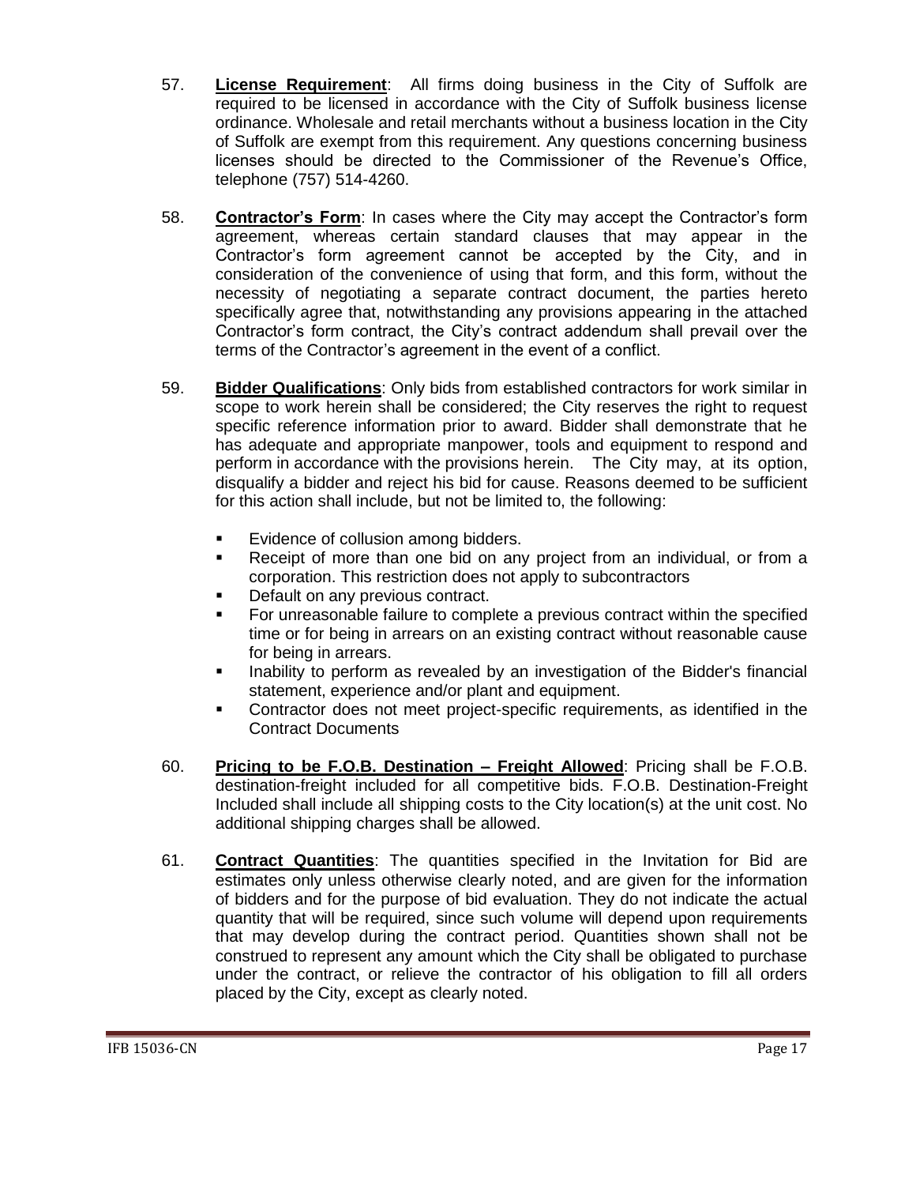57. **License Requirement**: All firms doing business in the City of Suffolk are required to be licensed in accordance with the City of Suffolk business license ordinance. Wholesale and retail merchants without a business location in the City of Suffolk are exempt from this requirement. Any questions concerning business licenses should be directed to the Commissioner of the Revenue's Office, telephone (757) 514-4260.

58. **Contractor's Form**: In cases where the City may accept the Contractor's form agreement, whereas certain standard clauses that may appear in the Contractor's form agreement cannot be accepted by the City, and in consideration of the convenience of using that form, and this form, without the necessity of negotiating a separate contract document, the parties hereto specifically agree that, notwithstanding any provisions appearing in the attached Contractor's form contract, the City's contract addendum shall prevail over the terms of the Contractor's agreement in the event of a conflict.

59. **Bidder Qualifications**: Only bids from established contractors for work similar in scope to work herein shall be considered; the City reserves the right to request specific reference information prior to award. Bidder shall demonstrate that he has adequate and appropriate manpower, tools and equipment to respond and perform in accordance with the provisions herein. The City may, at its option, disqualify a bidder and reject his bid for cause. Reasons deemed to be sufficient for this action shall include, but not be limited to, the following:

    - Evidence of collusion among bidders.
    - Receipt of more than one bid on any project from an individual, or from a corporation. This restriction does not apply to subcontractors
    - Default on any previous contract.
    - For unreasonable failure to complete a previous contract within the specified time or for being in arrears on an existing contract without reasonable cause for being in arrears.
    - Inability to perform as revealed by an investigation of the Bidder's financial statement, experience and/or plant and equipment.
    - Contractor does not meet project-specific requirements, as identified in the Contract Documents

60. **Pricing to be F.O.B. Destination – Freight Allowed**: Pricing shall be F.O.B. destination-freight included for all competitive bids. F.O.B. Destination-Freight Included shall include all shipping costs to the City location(s) at the unit cost. No additional shipping charges shall be allowed.

61. **Contract Quantities**: The quantities specified in the Invitation for Bid are estimates only unless otherwise clearly noted, and are given for the information of bidders and for the purpose of bid evaluation. They do not indicate the actual quantity that will be required, since such volume will depend upon requirements that may develop during the contract period. Quantities shown shall not be construed to represent any amount which the City shall be obligated to purchase under the contract, or relieve the contractor of his obligation to fill all orders placed by the City, except as clearly noted.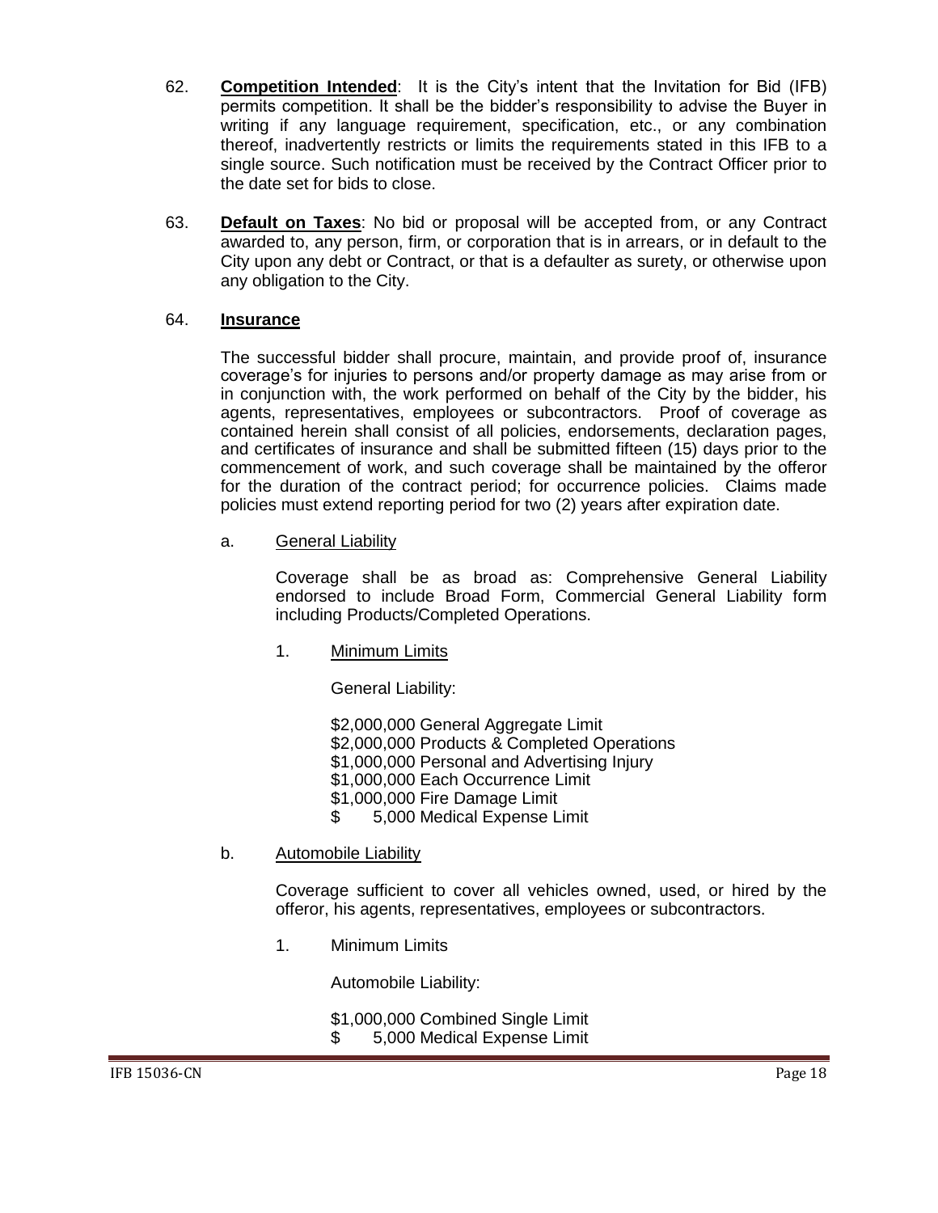62. **Competition Intended**: It is the City's intent that the Invitation for Bid (IFB) permits competition. It shall be the bidder's responsibility to advise the Buyer in writing if any language requirement, specification, etc., or any combination thereof, inadvertently restricts or limits the requirements stated in this IFB to a single source. Such notification must be received by the Contract Officer prior to the date set for bids to close.

63. **Default on Taxes**: No bid or proposal will be accepted from, or any Contract awarded to, any person, firm, or corporation that is in arrears, or in default to the City upon any debt or Contract, or that is a defaulter as surety, or otherwise upon any obligation to the City.

64. **Insurance**

The successful bidder shall procure, maintain, and provide proof of, insurance coverage's for injuries to persons and/or property damage as may arise from or in conjunction with, the work performed on behalf of the City by the bidder, his agents, representatives, employees or subcontractors. Proof of coverage as contained herein shall consist of all policies, endorsements, declaration pages, and certificates of insurance and shall be submitted fifteen (15) days prior to the commencement of work, and such coverage shall be maintained by the offeror for the duration of the contract period; for occurrence policies. Claims made policies must extend reporting period for two (2) years after expiration date.

a. General Liability

Coverage shall be as broad as: Comprehensive General Liability endorsed to include Broad Form, Commercial General Liability form including Products/Completed Operations.

1. Minimum Limits

General Liability:

$2,000,000 General Aggregate Limit
$2,000,000 Products & Completed Operations
$1,000,000 Personal and Advertising Injury
$1,000,000 Each Occurrence Limit
$1,000,000 Fire Damage Limit
$ 5,000 Medical Expense Limit

b. Automobile Liability

Coverage sufficient to cover all vehicles owned, used, or hired by the offeror, his agents, representatives, employees or subcontractors.

1. Minimum Limits

Automobile Liability:

$1,000,000 Combined Single Limit
$ 5,000 Medical Expense Limit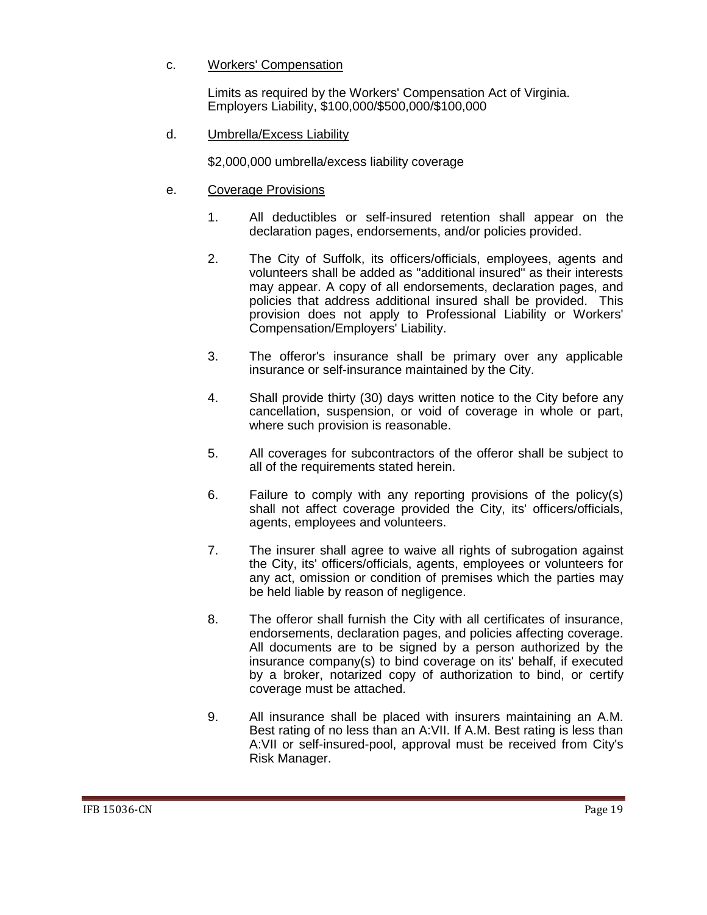c. Workers' Compensation

Limits as required by the Workers' Compensation Act of Virginia.
Employers Liability, $100,000/$500,000/$100,000

d. Umbrella/Excess Liability

$2,000,000 umbrella/excess liability coverage

e. Coverage Provisions

1. All deductibles or self-insured retention shall appear on the declaration pages, endorsements, and/or policies provided.

2. The City of Suffolk, its officers/officials, employees, agents and volunteers shall be added as "additional insured" as their interests may appear. A copy of all endorsements, declaration pages, and policies that address additional insured shall be provided. This provision does not apply to Professional Liability or Workers' Compensation/Employers' Liability.

3. The offeror's insurance shall be primary over any applicable insurance or self-insurance maintained by the City.

4. Shall provide thirty (30) days written notice to the City before any cancellation, suspension, or void of coverage in whole or part, where such provision is reasonable.

5. All coverages for subcontractors of the offeror shall be subject to all of the requirements stated herein.

6. Failure to comply with any reporting provisions of the policy(s) shall not affect coverage provided the City, its' officers/officials, agents, employees and volunteers.

7. The insurer shall agree to waive all rights of subrogation against the City, its' officers/officials, agents, employees or volunteers for any act, omission or condition of premises which the parties may be held liable by reason of negligence.

8. The offeror shall furnish the City with all certificates of insurance, endorsements, declaration pages, and policies affecting coverage. All documents are to be signed by a person authorized by the insurance company(s) to bind coverage on its' behalf, if executed by a broker, notarized copy of authorization to bind, or certify coverage must be attached.

9. All insurance shall be placed with insurers maintaining an A.M. Best rating of no less than an A:VII. If A.M. Best rating is less than A:VII or self-insured-pool, approval must be received from City's Risk Manager.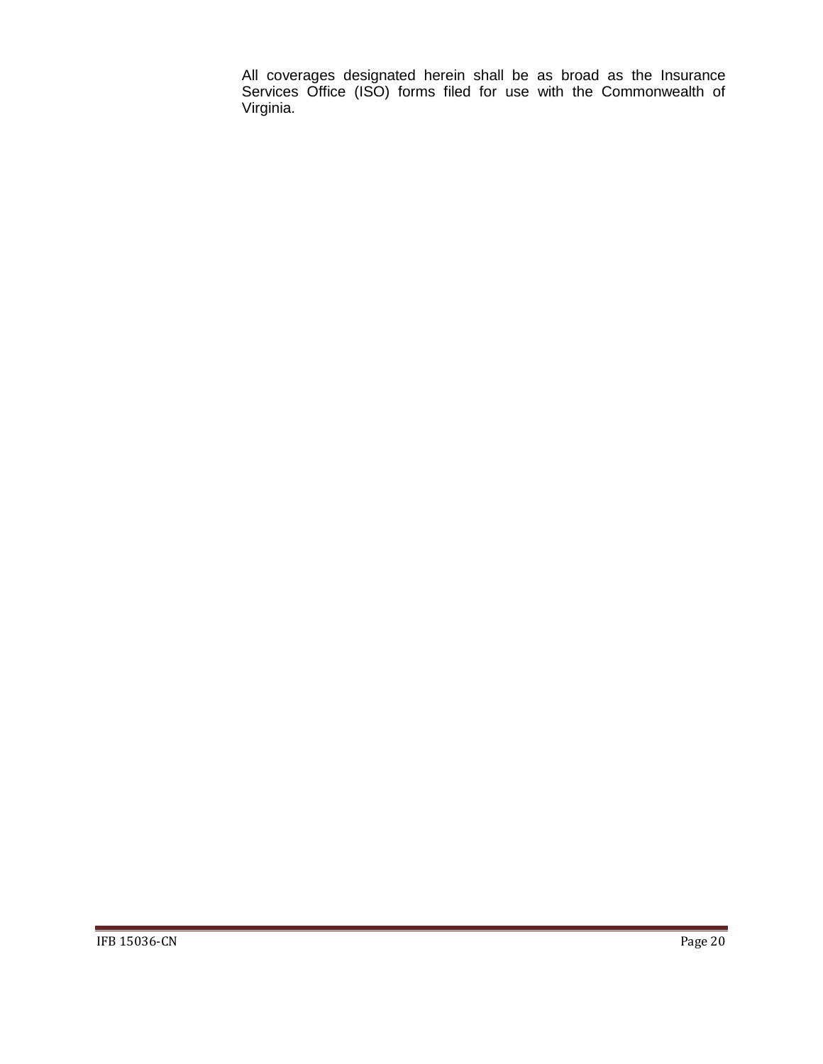All coverages designated herein shall be as broad as the Insurance Services Office (ISO) forms filed for use with the Commonwealth of Virginia.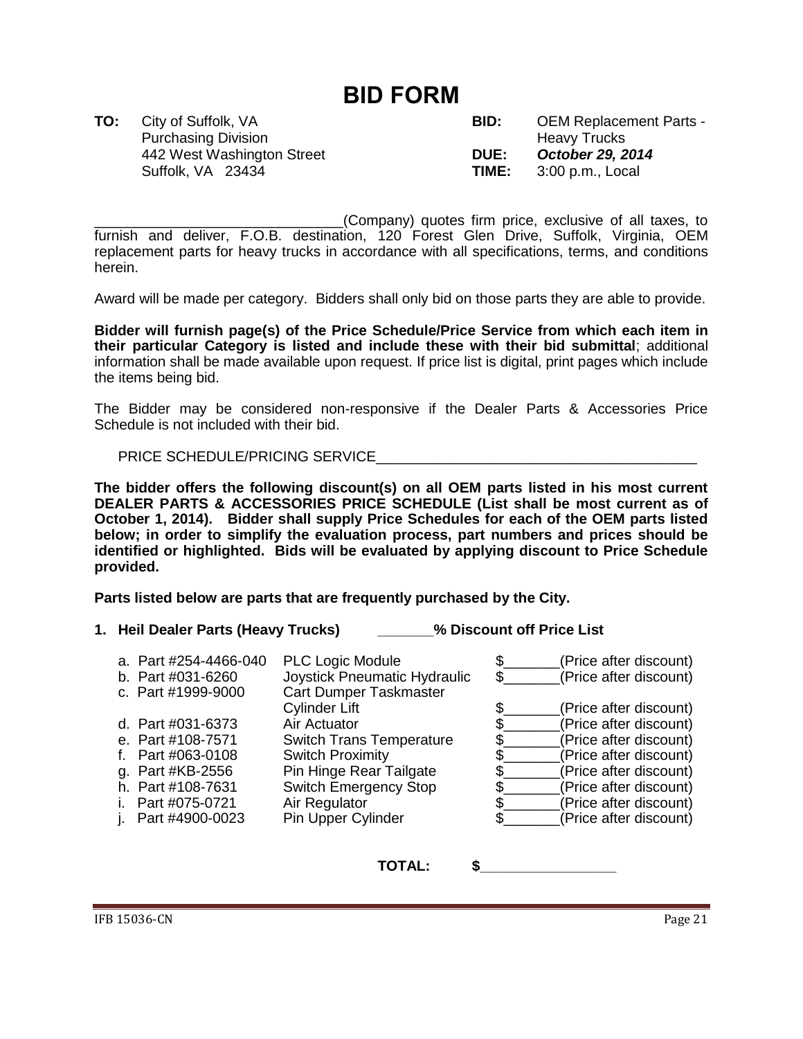# BID FORM

| | | | |
|---|---|---|---|
| **TO:** | City of Suffolk, VA<br>Purchasing Division<br>442 West Washington Street<br>Suffolk, VA 23434 | **BID:**<br><br>**DUE:**<br>**TIME:** | OEM Replacement Parts - Heavy Trucks<br>***October 29, 2014***<br>3:00 p.m., Local |

_______________________________(Company) quotes firm price, exclusive of all taxes, to furnish and deliver, F.O.B. destination, 120 Forest Glen Drive, Suffolk, Virginia, OEM replacement parts for heavy trucks in accordance with all specifications, terms, and conditions herein.

Award will be made per category. Bidders shall only bid on those parts they are able to provide.

**Bidder will furnish page(s) of the Price Schedule/Price Service from which each item in their particular Category is listed and include these with their bid submittal**; additional information shall be made available upon request. If price list is digital, print pages which include the items being bid.

The Bidder may be considered non-responsive if the Dealer Parts & Accessories Price Schedule is not included with their bid.

PRICE SCHEDULE/PRICING SERVICE_________________________________________

**The bidder offers the following discount(s) on all OEM parts listed in his most current DEALER PARTS & ACCESSORIES PRICE SCHEDULE (List shall be most current as of October 1, 2014). Bidder shall supply Price Schedules for each of the OEM parts listed below; in order to simplify the evaluation process, part numbers and prices should be identified or highlighted. Bids will be evaluated by applying discount to Price Schedule provided.**

**Parts listed below are parts that are frequently purchased by the City.**

**1. Heil Dealer Parts (Heavy Trucks) _______% Discount off Price List**

| | | |
|---|---|---|
| a. Part #254-4466-040 | PLC Logic Module | $_______(Price after discount) |
| b. Part #031-6260 | Joystick Pneumatic Hydraulic | $_______(Price after discount) |
| c. Part #1999-9000 | Cart Dumper Taskmaster Cylinder Lift | $_______(Price after discount) |
| d. Part #031-6373 | Air Actuator | $_______(Price after discount) |
| e. Part #108-7571 | Switch Trans Temperature | $_______(Price after discount) |
| f. Part #063-0108 | Switch Proximity | $_______(Price after discount) |
| g. Part #KB-2556 | Pin Hinge Rear Tailgate | $_______(Price after discount) |
| h. Part #108-7631 | Switch Emergency Stop | $_______(Price after discount) |
| i. Part #075-0721 | Air Regulator | $_______(Price after discount) |
| j. Part #4900-0023 | Pin Upper Cylinder | $_______(Price after discount) |

**TOTAL: $_________________**

IFB 15036-CN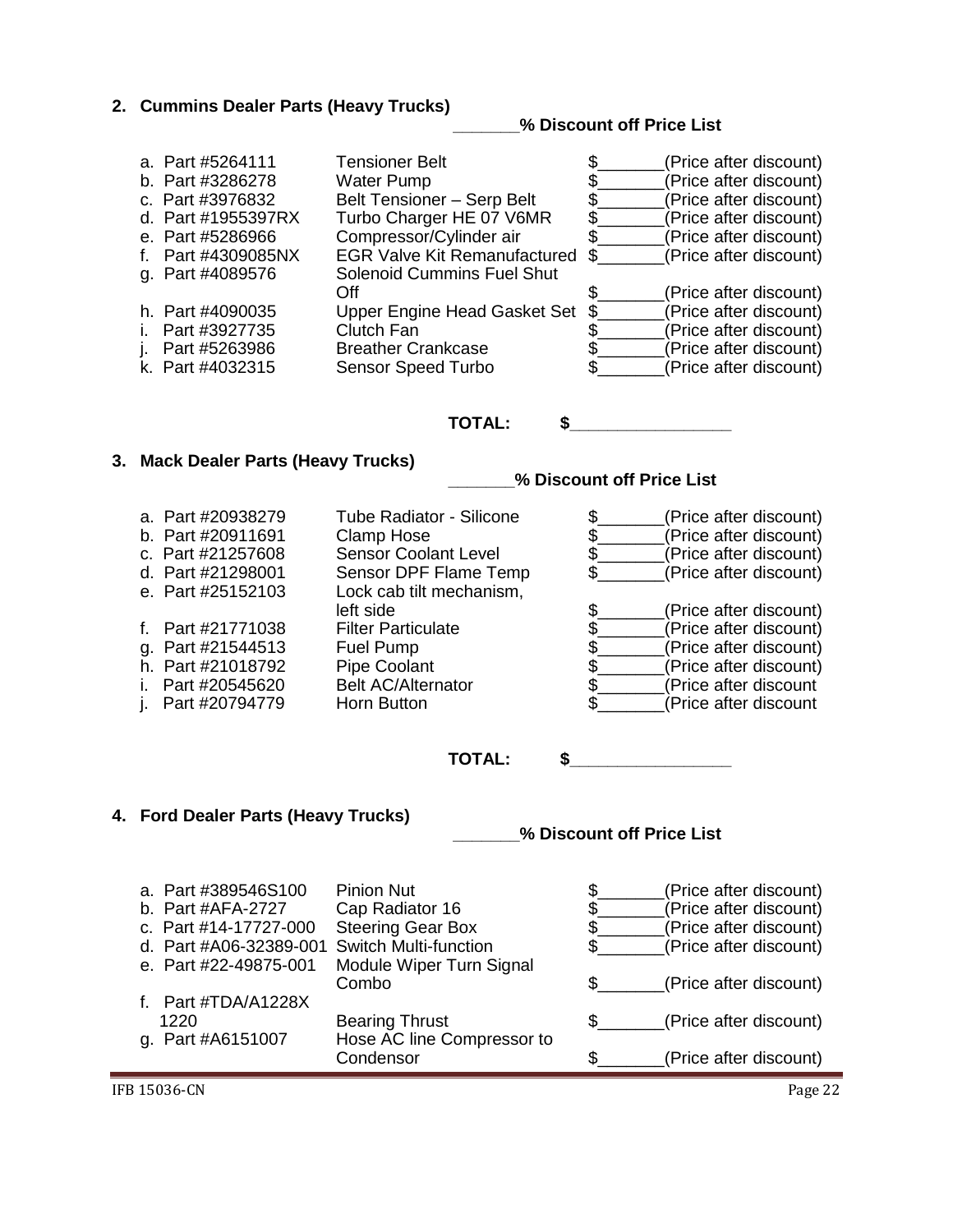## 2. Cummins Dealer Parts (Heavy Trucks)

**_______% Discount off Price List**

| | | |
|---|---|---|
| a. Part #5264111 | Tensioner Belt | $_______(Price after discount) |
| b. Part #3286278 | Water Pump | $_______(Price after discount) |
| c. Part #3976832 | Belt Tensioner – Serp Belt | $_______(Price after discount) |
| d. Part #1955397RX | Turbo Charger HE 07 V6MR | $_______(Price after discount) |
| e. Part #5286966 | Compressor/Cylinder air | $_______(Price after discount) |
| f. Part #4309085NX | EGR Valve Kit Remanufactured | $_______(Price after discount) |
| g. Part #4089576 | Solenoid Cummins Fuel Shut Off | $_______(Price after discount) |
| h. Part #4090035 | Upper Engine Head Gasket Set | $_______(Price after discount) |
| i. Part #3927735 | Clutch Fan | $_______(Price after discount) |
| j. Part #5263986 | Breather Crankcase | $_______(Price after discount) |
| k. Part #4032315 | Sensor Speed Turbo | $_______(Price after discount) |

**TOTAL: $_________________**

## 3. Mack Dealer Parts (Heavy Trucks)

**_______% Discount off Price List**

| | | |
|---|---|---|
| a. Part #20938279 | Tube Radiator - Silicone | $_______(Price after discount) |
| b. Part #20911691 | Clamp Hose | $_______(Price after discount) |
| c. Part #21257608 | Sensor Coolant Level | $_______(Price after discount) |
| d. Part #21298001 | Sensor DPF Flame Temp | $_______(Price after discount) |
| e. Part #25152103 | Lock cab tilt mechanism, left side | $_______(Price after discount) |
| f. Part #21771038 | Filter Particulate | $_______(Price after discount) |
| g. Part #21544513 | Fuel Pump | $_______(Price after discount) |
| h. Part #21018792 | Pipe Coolant | $_______(Price after discount) |
| i. Part #20545620 | Belt AC/Alternator | $_______(Price after discount |
| j. Part #20794779 | Horn Button | $_______(Price after discount |

**TOTAL: $_________________**

## 4. Ford Dealer Parts (Heavy Trucks)

**_______% Discount off Price List**

| | | |
|---|---|---|
| a. Part #389546S100 | Pinion Nut | $_______(Price after discount) |
| b. Part #AFA-2727 | Cap Radiator 16 | $_______(Price after discount) |
| c. Part #14-17727-000 | Steering Gear Box | $_______(Price after discount) |
| d. Part #A06-32389-001 | Switch Multi-function | $_______(Price after discount) |
| e. Part #22-49875-001 | Module Wiper Turn Signal Combo | $_______(Price after discount) |
| f. Part #TDA/A1228X 1220 | Bearing Thrust | $_______(Price after discount) |
| g. Part #A6151007 | Hose AC line Compressor to Condensor | $_______(Price after discount) |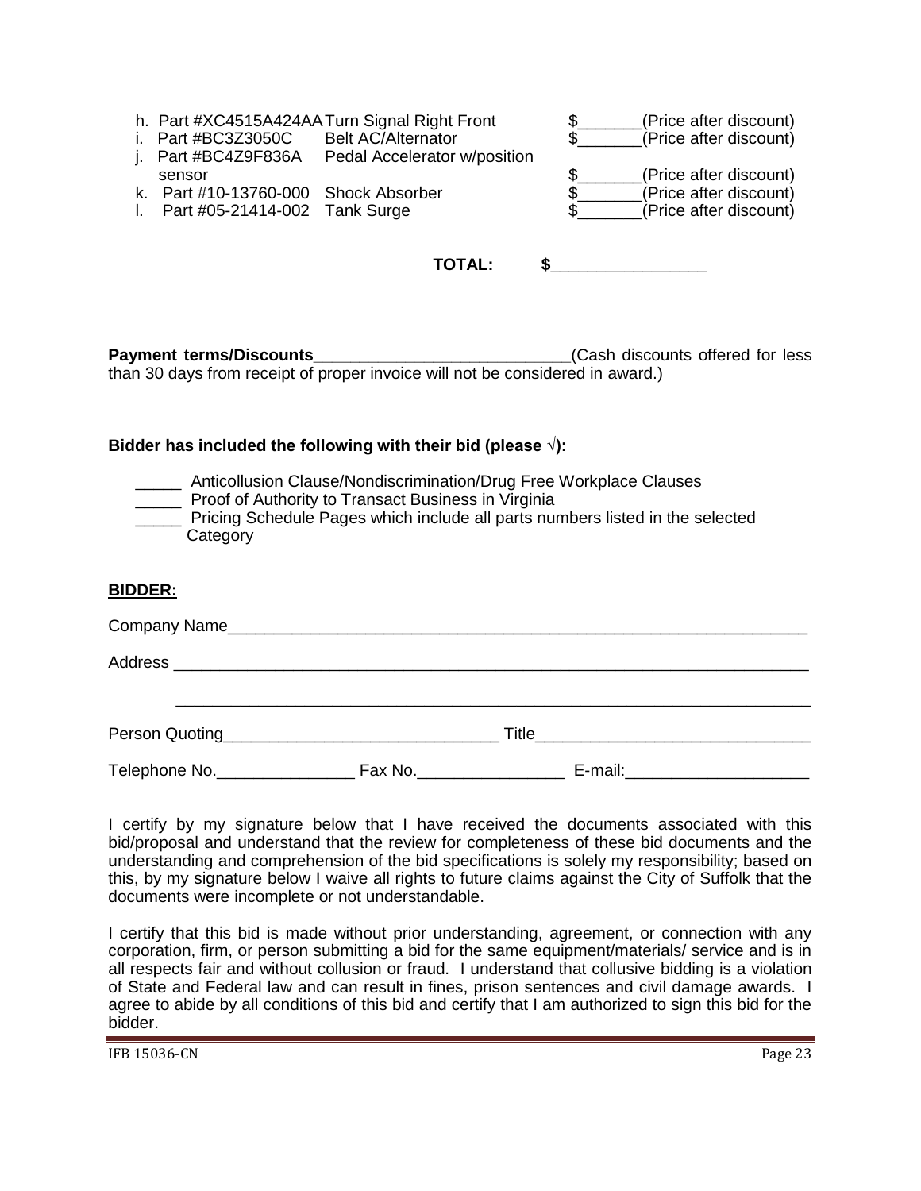h. Part #XC4515A424AA Turn Signal Right Front $_______(Price after discount)
i. Part #BC3Z3050C Belt AC/Alternator $_______(Price after discount)
j. Part #BC4Z9F836A Pedal Accelerator w/position sensor $_______(Price after discount)
k. Part #10-13760-000 Shock Absorber $_______(Price after discount)
l. Part #05-21414-002 Tank Surge $_______(Price after discount)

**TOTAL: $_________________**

**Payment terms/Discounts**____________________________(Cash discounts offered for less than 30 days from receipt of proper invoice will not be considered in award.)

**Bidder has included the following with their bid (please √):**

_____ Anticollusion Clause/Nondiscrimination/Drug Free Workplace Clauses
_____ Proof of Authority to Transact Business in Virginia
_____ Pricing Schedule Pages which include all parts numbers listed in the selected Category

**BIDDER:**

Company Name_________________________________________________________________

Address ______________________________________________________________________

______________________________________________________________________

Person Quoting______________________________ Title______________________________

Telephone No._______________ Fax No.________________ E-mail:____________________

I certify by my signature below that I have received the documents associated with this bid/proposal and understand that the review for completeness of these bid documents and the understanding and comprehension of the bid specifications is solely my responsibility; based on this, by my signature below I waive all rights to future claims against the City of Suffolk that the documents were incomplete or not understandable.

I certify that this bid is made without prior understanding, agreement, or connection with any corporation, firm, or person submitting a bid for the same equipment/materials/ service and is in all respects fair and without collusion or fraud. I understand that collusive bidding is a violation of State and Federal law and can result in fines, prison sentences and civil damage awards. I agree to abide by all conditions of this bid and certify that I am authorized to sign this bid for the bidder.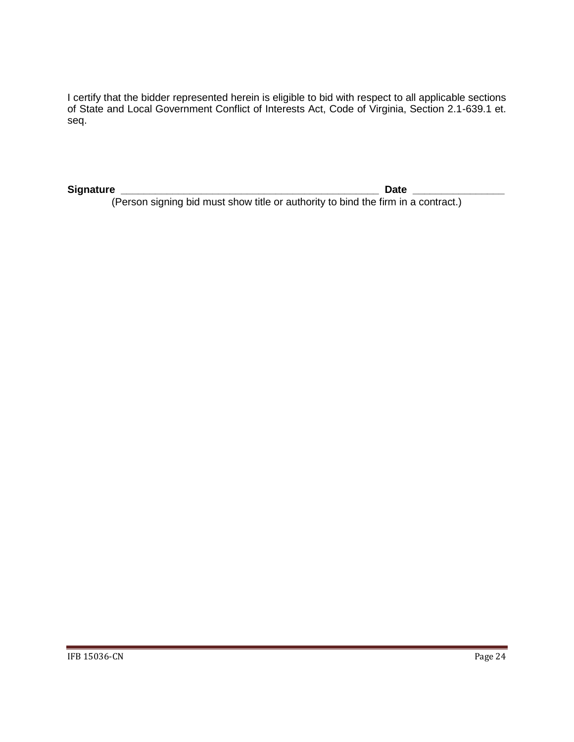I certify that the bidder represented herein is eligible to bid with respect to all applicable sections of State and Local Government Conflict of Interests Act, Code of Virginia, Section 2.1-639.1 et. seq.

**Signature** _____________________________________________ **Date** ________________

(Person signing bid must show title or authority to bind the firm in a contract.)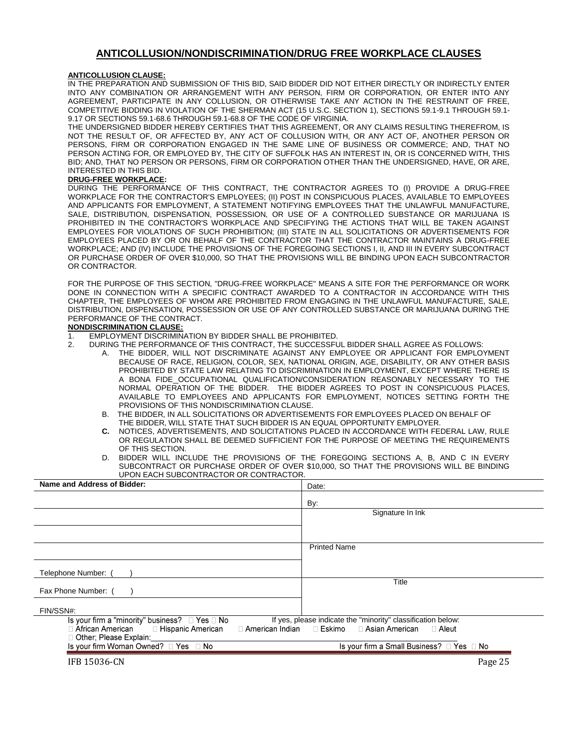## ANTICOLLUSION/NONDISCRIMINATION/DRUG FREE WORKPLACE CLAUSES

**ANTICOLLUSION CLAUSE:**

IN THE PREPARATION AND SUBMISSION OF THIS BID, SAID BIDDER DID NOT EITHER DIRECTLY OR INDIRECTLY ENTER INTO ANY COMBINATION OR ARRANGEMENT WITH ANY PERSON, FIRM OR CORPORATION, OR ENTER INTO ANY AGREEMENT, PARTICIPATE IN ANY COLLUSION, OR OTHERWISE TAKE ANY ACTION IN THE RESTRAINT OF FREE, COMPETITIVE BIDDING IN VIOLATION OF THE SHERMAN ACT (15 U.S.C. SECTION 1), SECTIONS 59.1-9.1 THROUGH 59.1-9.17 OR SECTIONS 59.1-68.6 THROUGH 59.1-68.8 OF THE CODE OF VIRGINIA.

THE UNDERSIGNED BIDDER HEREBY CERTIFIES THAT THIS AGREEMENT, OR ANY CLAIMS RESULTING THEREFROM, IS NOT THE RESULT OF, OR AFFECTED BY, ANY ACT OF COLLUSION WITH, OR ANY ACT OF, ANOTHER PERSON OR PERSONS, FIRM OR CORPORATION ENGAGED IN THE SAME LINE OF BUSINESS OR COMMERCE; AND, THAT NO PERSON ACTING FOR, OR EMPLOYED BY, THE CITY OF SUFFOLK HAS AN INTEREST IN, OR IS CONCERNED WITH, THIS BID; AND, THAT NO PERSON OR PERSONS, FIRM OR CORPORATION OTHER THAN THE UNDERSIGNED, HAVE, OR ARE, INTERESTED IN THIS BID.

**DRUG-FREE WORKPLACE:**

DURING THE PERFORMANCE OF THIS CONTRACT, THE CONTRACTOR AGREES TO (I) PROVIDE A DRUG-FREE WORKPLACE FOR THE CONTRACTOR'S EMPLOYEES; (II) POST IN CONSPICUOUS PLACES, AVAILABLE TO EMPLOYEES AND APPLICANTS FOR EMPLOYMENT, A STATEMENT NOTIFYING EMPLOYEES THAT THE UNLAWFUL MANUFACTURE, SALE, DISTRIBUTION, DISPENSATION, POSSESSION, OR USE OF A CONTROLLED SUBSTANCE OR MARIJUANA IS PROHIBITED IN THE CONTRACTOR'S WORKPLACE AND SPECIFYING THE ACTIONS THAT WILL BE TAKEN AGAINST EMPLOYEES FOR VIOLATIONS OF SUCH PROHIBITION; (III) STATE IN ALL SOLICITATIONS OR ADVERTISEMENTS FOR EMPLOYEES PLACED BY OR ON BEHALF OF THE CONTRACTOR THAT THE CONTRACTOR MAINTAINS A DRUG-FREE WORKPLACE; AND (IV) INCLUDE THE PROVISIONS OF THE FOREGOING SECTIONS I, II, AND III IN EVERY SUBCONTRACT OR PURCHASE ORDER OF OVER $10,000, SO THAT THE PROVISIONS WILL BE BINDING UPON EACH SUBCONTRACTOR OR CONTRACTOR.

FOR THE PURPOSE OF THIS SECTION, "DRUG-FREE WORKPLACE" MEANS A SITE FOR THE PERFORMANCE OR WORK DONE IN CONNECTION WITH A SPECIFIC CONTRACT AWARDED TO A CONTRACTOR IN ACCORDANCE WITH THIS CHAPTER, THE EMPLOYEES OF WHOM ARE PROHIBITED FROM ENGAGING IN THE UNLAWFUL MANUFACTURE, SALE, DISTRIBUTION, DISPENSATION, POSSESSION OR USE OF ANY CONTROLLED SUBSTANCE OR MARIJUANA DURING THE PERFORMANCE OF THE CONTRACT.

**NONDISCRIMINATION CLAUSE:**

1. EMPLOYMENT DISCRIMINATION BY BIDDER SHALL BE PROHIBITED.
2. DURING THE PERFORMANCE OF THIS CONTRACT, THE SUCCESSFUL BIDDER SHALL AGREE AS FOLLOWS:
   - A. THE BIDDER, WILL NOT DISCRIMINATE AGAINST ANY EMPLOYEE OR APPLICANT FOR EMPLOYMENT BECAUSE OF RACE, RELIGION, COLOR, SEX, NATIONAL ORIGIN, AGE, DISABILITY, OR ANY OTHER BASIS PROHIBITED BY STATE LAW RELATING TO DISCRIMINATION IN EMPLOYMENT, EXCEPT WHERE THERE IS A BONA FIDE OCCUPATIONAL QUALIFICATION/CONSIDERATION REASONABLY NECESSARY TO THE NORMAL OPERATION OF THE BIDDER. THE BIDDER AGREES TO POST IN CONSPICUOUS PLACES, AVAILABLE TO EMPLOYEES AND APPLICANTS FOR EMPLOYMENT, NOTICES SETTING FORTH THE PROVISIONS OF THIS NONDISCRIMINATION CLAUSE.
   - B. THE BIDDER, IN ALL SOLICITATIONS OR ADVERTISEMENTS FOR EMPLOYEES PLACED ON BEHALF OF THE BIDDER, WILL STATE THAT SUCH BIDDER IS AN EQUAL OPPORTUNITY EMPLOYER.
   - **C.** NOTICES, ADVERTISEMENTS, AND SOLICITATIONS PLACED IN ACCORDANCE WITH FEDERAL LAW, RULE OR REGULATION SHALL BE DEEMED SUFFICIENT FOR THE PURPOSE OF MEETING THE REQUIREMENTS OF THIS SECTION.
   - D. BIDDER WILL INCLUDE THE PROVISIONS OF THE FOREGOING SECTIONS A, B, AND C IN EVERY SUBCONTRACT OR PURCHASE ORDER OF OVER $10,000, SO THAT THE PROVISIONS WILL BE BINDING UPON EACH SUBCONTRACTOR OR CONTRACTOR.

| **Name and Address of Bidder:** | Date: |
|---|---|
| | By: |
| | Signature In Ink |
| | |
| | Printed Name |
| Telephone Number: (     ) | |
| Fax Phone Number: (     ) | Title |
| FIN/SSN#: | |

Is your firm a "minority" business? ☐ Yes ☐ No     If yes, please indicate the "minority" classification below:
☐ African American ☐ Hispanic American ☐ American Indian ☐ Eskimo ☐ Asian American ☐ Aleut
☐ Other; Please Explain:\_\_\_\_\_\_\_\_\_\_\_\_\_\_\_\_\_\_\_\_
Is your firm Woman Owned? ☐ Yes ☐ No     Is your firm a Small Business? ☐ Yes ☐ No

IFB 15036-CN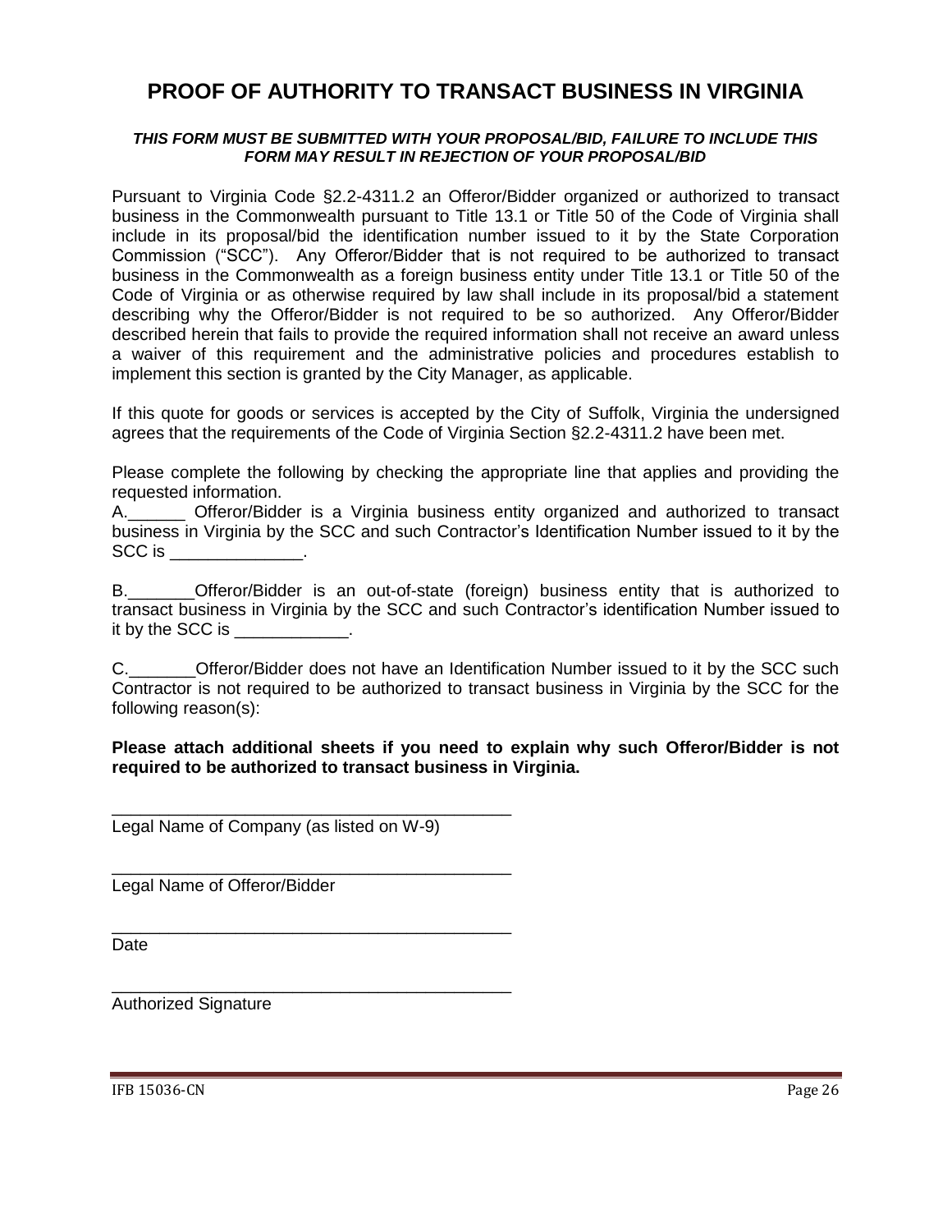# PROOF OF AUTHORITY TO TRANSACT BUSINESS IN VIRGINIA

***THIS FORM MUST BE SUBMITTED WITH YOUR PROPOSAL/BID, FAILURE TO INCLUDE THIS FORM MAY RESULT IN REJECTION OF YOUR PROPOSAL/BID***

Pursuant to Virginia Code §2.2-4311.2 an Offeror/Bidder organized or authorized to transact business in the Commonwealth pursuant to Title 13.1 or Title 50 of the Code of Virginia shall include in its proposal/bid the identification number issued to it by the State Corporation Commission ("SCC"). Any Offeror/Bidder that is not required to be authorized to transact business in the Commonwealth as a foreign business entity under Title 13.1 or Title 50 of the Code of Virginia or as otherwise required by law shall include in its proposal/bid a statement describing why the Offeror/Bidder is not required to be so authorized. Any Offeror/Bidder described herein that fails to provide the required information shall not receive an award unless a waiver of this requirement and the administrative policies and procedures establish to implement this section is granted by the City Manager, as applicable.

If this quote for goods or services is accepted by the City of Suffolk, Virginia the undersigned agrees that the requirements of the Code of Virginia Section §2.2-4311.2 have been met.

Please complete the following by checking the appropriate line that applies and providing the requested information.

A.______ Offeror/Bidder is a Virginia business entity organized and authorized to transact business in Virginia by the SCC and such Contractor's Identification Number issued to it by the SCC is ______________.

B._______Offeror/Bidder is an out-of-state (foreign) business entity that is authorized to transact business in Virginia by the SCC and such Contractor's identification Number issued to it by the SCC is ____________.

C._______Offeror/Bidder does not have an Identification Number issued to it by the SCC such Contractor is not required to be authorized to transact business in Virginia by the SCC for the following reason(s):

**Please attach additional sheets if you need to explain why such Offeror/Bidder is not required to be authorized to transact business in Virginia.**

_______________________________________________
Legal Name of Company (as listed on W-9)

_______________________________________________
Legal Name of Offeror/Bidder

_______________________________________________
Date

_______________________________________________
Authorized Signature

IFB 15036-CN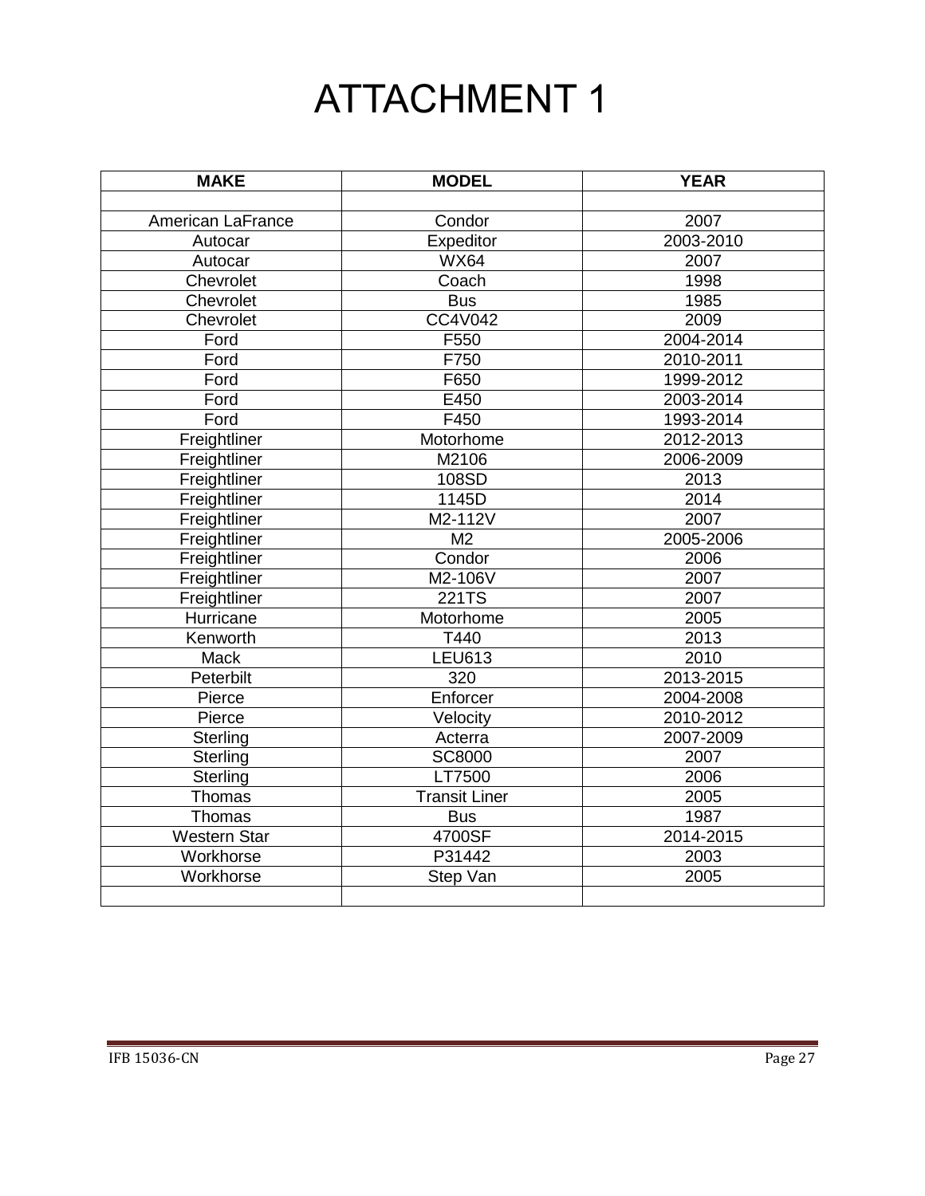# ATTACHMENT 1

| MAKE | MODEL | YEAR |
|---|---|---|
| | | |
| American LaFrance | Condor | 2007 |
| Autocar | Expeditor | 2003-2010 |
| Autocar | WX64 | 2007 |
| Chevrolet | Coach | 1998 |
| Chevrolet | Bus | 1985 |
| Chevrolet | CC4V042 | 2009 |
| Ford | F550 | 2004-2014 |
| Ford | F750 | 2010-2011 |
| Ford | F650 | 1999-2012 |
| Ford | E450 | 2003-2014 |
| Ford | F450 | 1993-2014 |
| Freightliner | Motorhome | 2012-2013 |
| Freightliner | M2106 | 2006-2009 |
| Freightliner | 108SD | 2013 |
| Freightliner | 1145D | 2014 |
| Freightliner | M2-112V | 2007 |
| Freightliner | M2 | 2005-2006 |
| Freightliner | Condor | 2006 |
| Freightliner | M2-106V | 2007 |
| Freightliner | 221TS | 2007 |
| Hurricane | Motorhome | 2005 |
| Kenworth | T440 | 2013 |
| Mack | LEU613 | 2010 |
| Peterbilt | 320 | 2013-2015 |
| Pierce | Enforcer | 2004-2008 |
| Pierce | Velocity | 2010-2012 |
| Sterling | Acterra | 2007-2009 |
| Sterling | SC8000 | 2007 |
| Sterling | LT7500 | 2006 |
| Thomas | Transit Liner | 2005 |
| Thomas | Bus | 1987 |
| Western Star | 4700SF | 2014-2015 |
| Workhorse | P31442 | 2003 |
| Workhorse | Step Van | 2005 |
| | | |